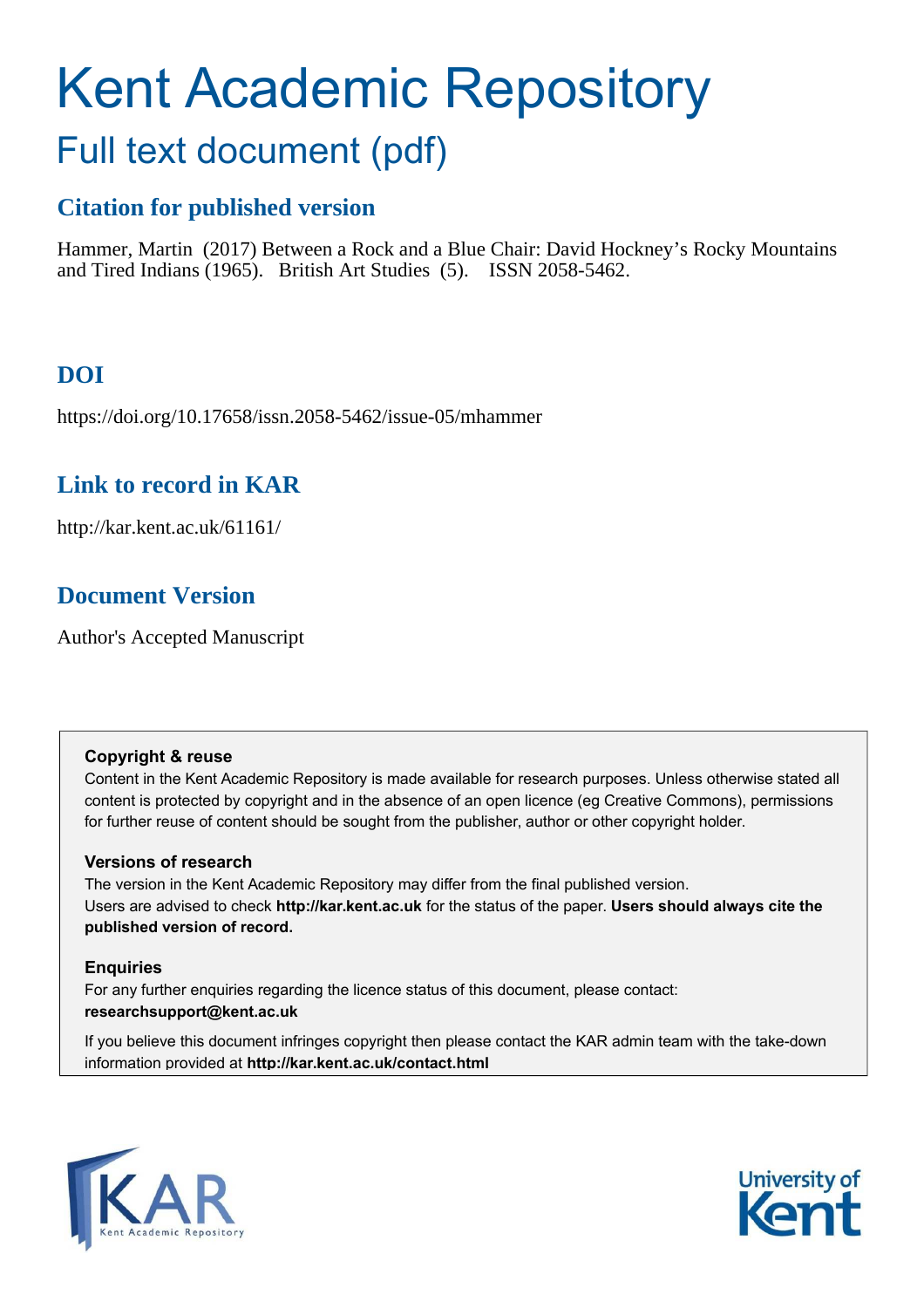# Kent Academic Repository

## Full text document (pdf)

### Citation for published version

Hammer, Martin (2017) Between a Rock and a Blue Chair: David Hockney's Rocky Mountains and Tired Indians (1965). British Art Studies (5). ISSN 2058-5462.

### DOI

https://doi.org/10.17658/issn.2058-5462/issue-05/mhammer

### Link to record in KAR

http://kar.kent.ac.uk/61161/

### Document Version

Author's Accepted Manuscript

**Copyright & reuse**

Content in the Kent Academic Repository is made available for research purposes. Unless otherwise stated all content is protected by copyright and in the absence of an open licence (eg Creative Commons), permissions for further reuse of content should be sought from the publisher, author or other copyright holder.

**Versions of research**

The version in the Kent Academic Repository may differ from the final published version. Users are advised to check **http://kar.kent.ac.uk** for the status of the paper. **Users should always cite the published version of record.**

**Enquiries**

For any further enquiries regarding the licence status of this document, please contact: **researchsupport@kent.ac.uk**

If you believe this document infringes copyright then please contact the KAR admin team with the take-down information provided at **http://kar.kent.ac.uk/contact.html**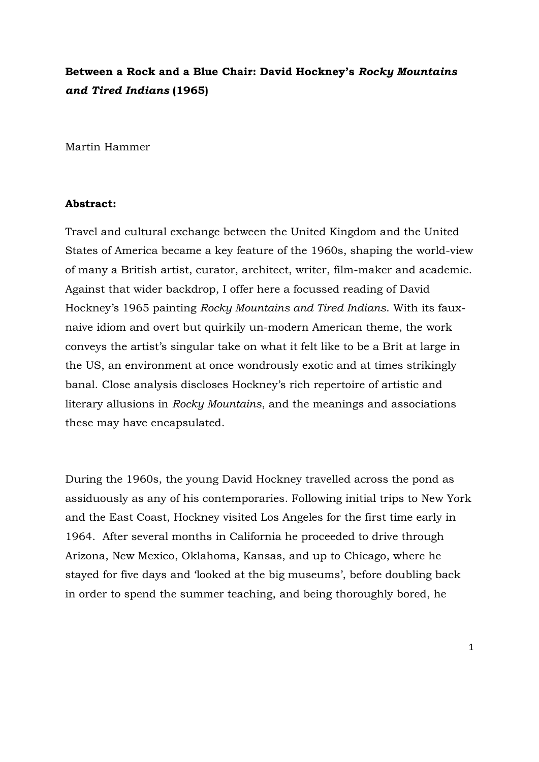**Between a Rock and a Blue Chair: David Hockney's *Rocky Mountains and Tired Indians* (1965)**

Martin Hammer

**Abstract:**

Travel and cultural exchange between the United Kingdom and the United States of America became a key feature of the 1960s, shaping the world-view of many a British artist, curator, architect, writer, film-maker and academic. Against that wider backdrop, I offer here a focussed reading of David Hockney's 1965 painting *Rocky Mountains and Tired Indians*. With its faux-naive idiom and overt but quirkily un-modern American theme, the work conveys the artist's singular take on what it felt like to be a Brit at large in the US, an environment at once wondrously exotic and at times strikingly banal. Close analysis discloses Hockney's rich repertoire of artistic and literary allusions in *Rocky Mountains*, and the meanings and associations these may have encapsulated.

During the 1960s, the young David Hockney travelled across the pond as assiduously as any of his contemporaries. Following initial trips to New York and the East Coast, Hockney visited Los Angeles for the first time early in 1964. After several months in California he proceeded to drive through Arizona, New Mexico, Oklahoma, Kansas, and up to Chicago, where he stayed for five days and 'looked at the big museums', before doubling back in order to spend the summer teaching, and being thoroughly bored, he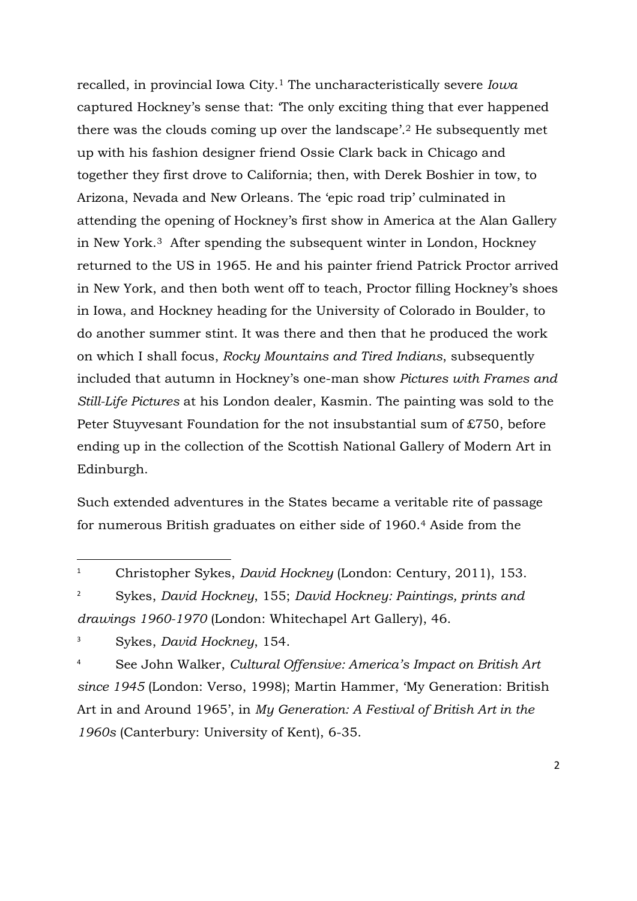recalled, in provincial Iowa City.[1] The uncharacteristically severe *Iowa* captured Hockney's sense that: 'The only exciting thing that ever happened there was the clouds coming up over the landscape'.[2] He subsequently met up with his fashion designer friend Ossie Clark back in Chicago and together they first drove to California; then, with Derek Boshier in tow, to Arizona, Nevada and New Orleans. The 'epic road trip' culminated in attending the opening of Hockney's first show in America at the Alan Gallery in New York.[3] After spending the subsequent winter in London, Hockney returned to the US in 1965. He and his painter friend Patrick Proctor arrived in New York, and then both went off to teach, Proctor filling Hockney's shoes in Iowa, and Hockney heading for the University of Colorado in Boulder, to do another summer stint. It was there and then that he produced the work on which I shall focus, *Rocky Mountains and Tired Indians*, subsequently included that autumn in Hockney's one-man show *Pictures with Frames and Still-Life Pictures* at his London dealer, Kasmin. The painting was sold to the Peter Stuyvesant Foundation for the not insubstantial sum of £750, before ending up in the collection of the Scottish National Gallery of Modern Art in Edinburgh.

Such extended adventures in the States became a veritable rite of passage for numerous British graduates on either side of 1960.[4] Aside from the

---

[1] Christopher Sykes, *David Hockney* (London: Century, 2011), 153.

[2] Sykes, *David Hockney*, 155; *David Hockney: Paintings, prints and drawings 1960-1970* (London: Whitechapel Art Gallery), 46.

[3] Sykes, *David Hockney*, 154.

[4] See John Walker, *Cultural Offensive: America's Impact on British Art since 1945* (London: Verso, 1998); Martin Hammer, 'My Generation: British Art in and Around 1965', in *My Generation: A Festival of British Art in the 1960s* (Canterbury: University of Kent), 6-35.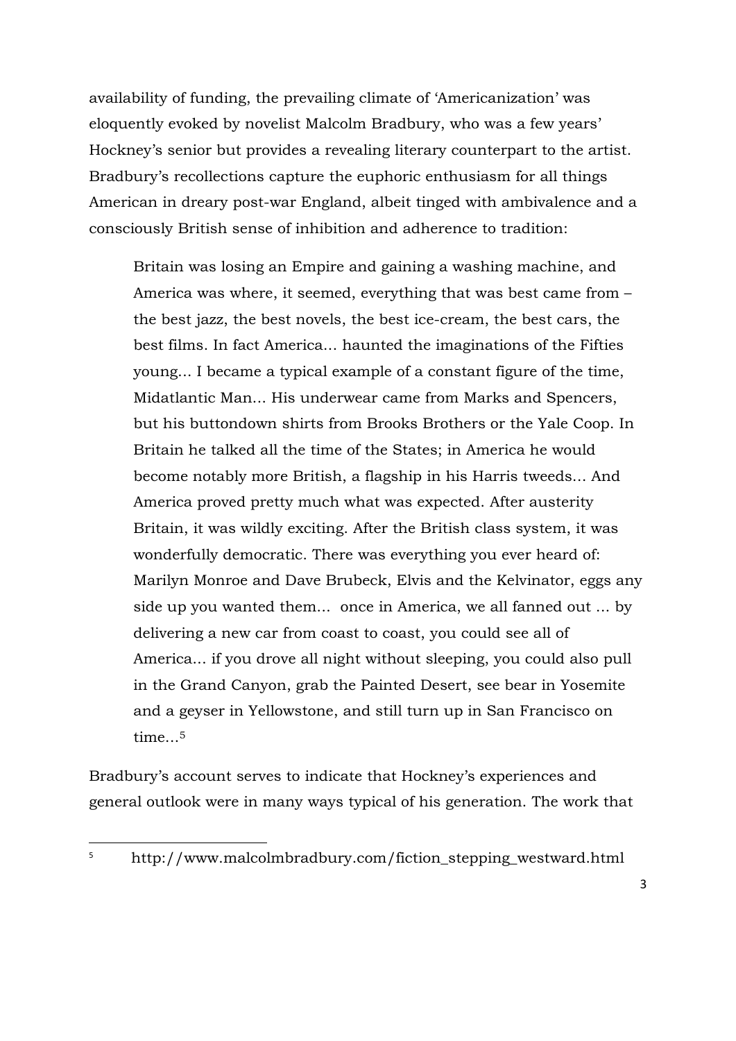availability of funding, the prevailing climate of 'Americanization' was eloquently evoked by novelist Malcolm Bradbury, who was a few years' Hockney's senior but provides a revealing literary counterpart to the artist. Bradbury's recollections capture the euphoric enthusiasm for all things American in dreary post-war England, albeit tinged with ambivalence and a consciously British sense of inhibition and adherence to tradition:

> Britain was losing an Empire and gaining a washing machine, and America was where, it seemed, everything that was best came from – the best jazz, the best novels, the best ice-cream, the best cars, the best films. In fact America... haunted the imaginations of the Fifties young... I became a typical example of a constant figure of the time, Midatlantic Man... His underwear came from Marks and Spencers, but his buttondown shirts from Brooks Brothers or the Yale Coop. In Britain he talked all the time of the States; in America he would become notably more British, a flagship in his Harris tweeds... And America proved pretty much what was expected. After austerity Britain, it was wildly exciting. After the British class system, it was wonderfully democratic. There was everything you ever heard of: Marilyn Monroe and Dave Brubeck, Elvis and the Kelvinator, eggs any side up you wanted them... once in America, we all fanned out ... by delivering a new car from coast to coast, you could see all of America... if you drove all night without sleeping, you could also pull in the Grand Canyon, grab the Painted Desert, see bear in Yosemite and a geyser in Yellowstone, and still turn up in San Francisco on time...[5]

Bradbury's account serves to indicate that Hockney's experiences and general outlook were in many ways typical of his generation. The work that

---

[5] http://www.malcolmbradbury.com/fiction_stepping_westward.html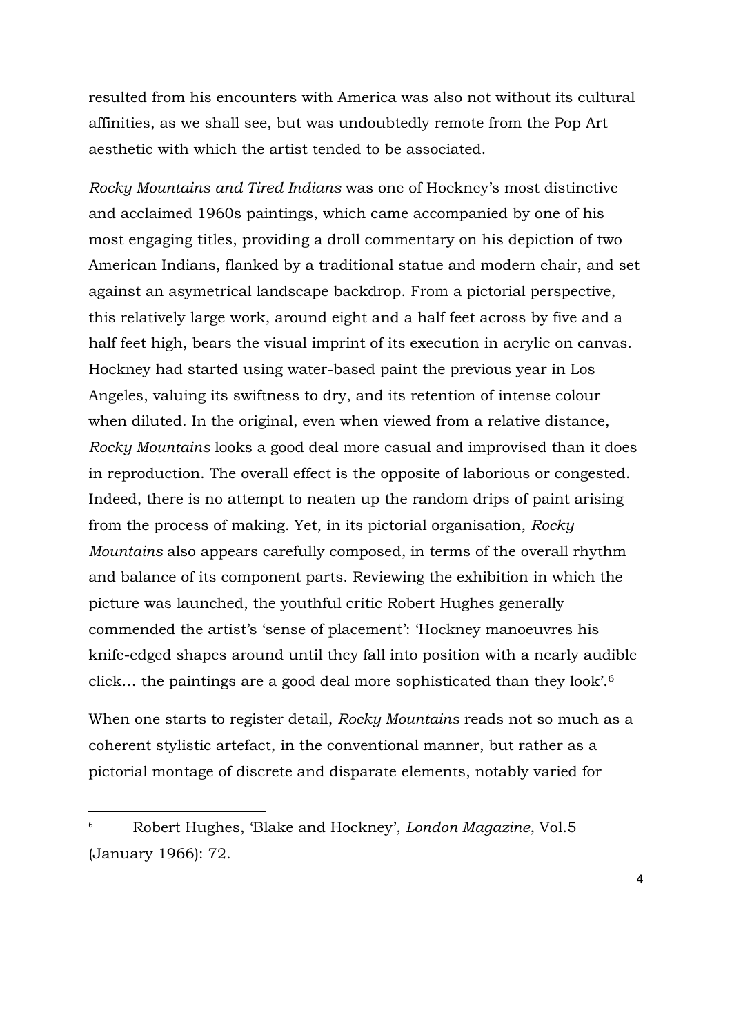resulted from his encounters with America was also not without its cultural affinities, as we shall see, but was undoubtedly remote from the Pop Art aesthetic with which the artist tended to be associated.

*Rocky Mountains and Tired Indians* was one of Hockney's most distinctive and acclaimed 1960s paintings, which came accompanied by one of his most engaging titles, providing a droll commentary on his depiction of two American Indians, flanked by a traditional statue and modern chair, and set against an asymetrical landscape backdrop. From a pictorial perspective, this relatively large work, around eight and a half feet across by five and a half feet high, bears the visual imprint of its execution in acrylic on canvas. Hockney had started using water-based paint the previous year in Los Angeles, valuing its swiftness to dry, and its retention of intense colour when diluted. In the original, even when viewed from a relative distance, *Rocky Mountains* looks a good deal more casual and improvised than it does in reproduction. The overall effect is the opposite of laborious or congested. Indeed, there is no attempt to neaten up the random drips of paint arising from the process of making. Yet, in its pictorial organisation, *Rocky Mountains* also appears carefully composed, in terms of the overall rhythm and balance of its component parts. Reviewing the exhibition in which the picture was launched, the youthful critic Robert Hughes generally commended the artist's 'sense of placement': 'Hockney manoeuvres his knife-edged shapes around until they fall into position with a nearly audible click… the paintings are a good deal more sophisticated than they look'.[6]

When one starts to register detail, *Rocky Mountains* reads not so much as a coherent stylistic artefact, in the conventional manner, but rather as a pictorial montage of discrete and disparate elements, notably varied for

---

[6] Robert Hughes, 'Blake and Hockney', *London Magazine*, Vol.5 (January 1966): 72.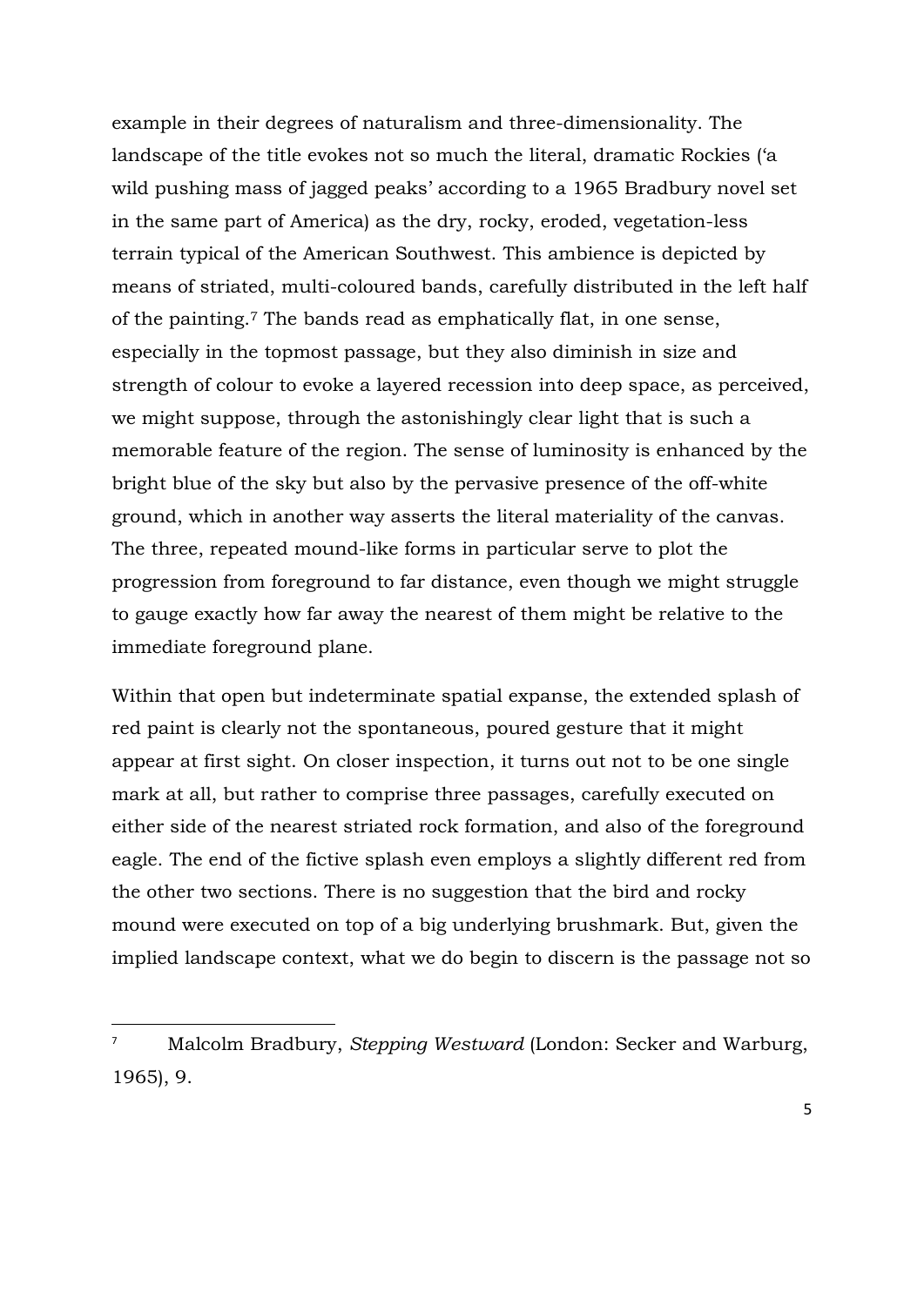example in their degrees of naturalism and three-dimensionality. The landscape of the title evokes not so much the literal, dramatic Rockies ('a wild pushing mass of jagged peaks' according to a 1965 Bradbury novel set in the same part of America) as the dry, rocky, eroded, vegetation-less terrain typical of the American Southwest. This ambience is depicted by means of striated, multi-coloured bands, carefully distributed in the left half of the painting.[7] The bands read as emphatically flat, in one sense, especially in the topmost passage, but they also diminish in size and strength of colour to evoke a layered recession into deep space, as perceived, we might suppose, through the astonishingly clear light that is such a memorable feature of the region. The sense of luminosity is enhanced by the bright blue of the sky but also by the pervasive presence of the off-white ground, which in another way asserts the literal materiality of the canvas. The three, repeated mound-like forms in particular serve to plot the progression from foreground to far distance, even though we might struggle to gauge exactly how far away the nearest of them might be relative to the immediate foreground plane.

Within that open but indeterminate spatial expanse, the extended splash of red paint is clearly not the spontaneous, poured gesture that it might appear at first sight. On closer inspection, it turns out not to be one single mark at all, but rather to comprise three passages, carefully executed on either side of the nearest striated rock formation, and also of the foreground eagle. The end of the fictive splash even employs a slightly different red from the other two sections. There is no suggestion that the bird and rocky mound were executed on top of a big underlying brushmark. But, given the implied landscape context, what we do begin to discern is the passage not so

[7] Malcolm Bradbury, *Stepping Westward* (London: Secker and Warburg, 1965), 9.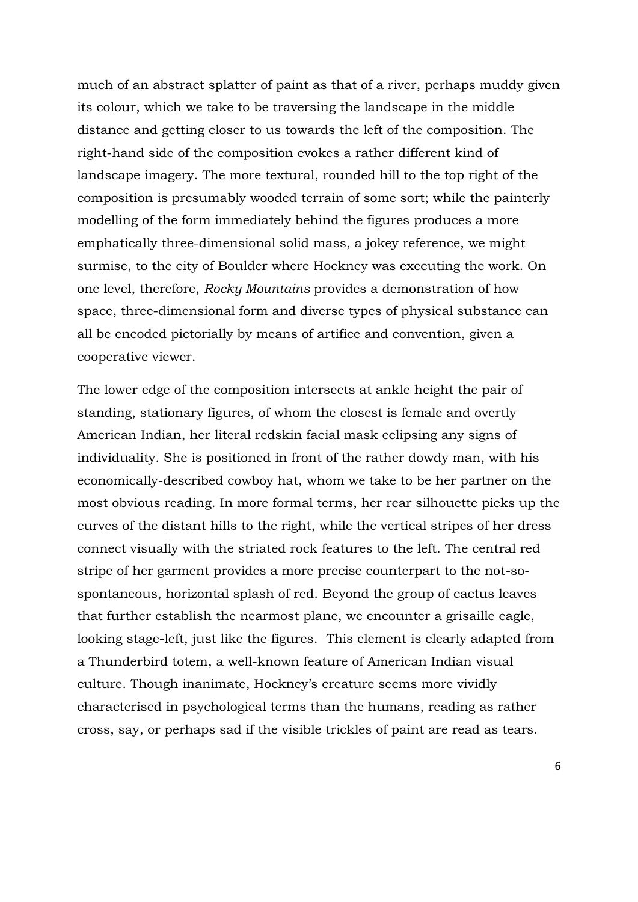much of an abstract splatter of paint as that of a river, perhaps muddy given its colour, which we take to be traversing the landscape in the middle distance and getting closer to us towards the left of the composition. The right-hand side of the composition evokes a rather different kind of landscape imagery. The more textural, rounded hill to the top right of the composition is presumably wooded terrain of some sort; while the painterly modelling of the form immediately behind the figures produces a more emphatically three-dimensional solid mass, a jokey reference, we might surmise, to the city of Boulder where Hockney was executing the work. On one level, therefore, *Rocky Mountains* provides a demonstration of how space, three-dimensional form and diverse types of physical substance can all be encoded pictorially by means of artifice and convention, given a cooperative viewer.

The lower edge of the composition intersects at ankle height the pair of standing, stationary figures, of whom the closest is female and overtly American Indian, her literal redskin facial mask eclipsing any signs of individuality. She is positioned in front of the rather dowdy man, with his economically-described cowboy hat, whom we take to be her partner on the most obvious reading. In more formal terms, her rear silhouette picks up the curves of the distant hills to the right, while the vertical stripes of her dress connect visually with the striated rock features to the left. The central red stripe of her garment provides a more precise counterpart to the not-so-spontaneous, horizontal splash of red. Beyond the group of cactus leaves that further establish the nearmost plane, we encounter a grisaille eagle, looking stage-left, just like the figures. This element is clearly adapted from a Thunderbird totem, a well-known feature of American Indian visual culture. Though inanimate, Hockney's creature seems more vividly characterised in psychological terms than the humans, reading as rather cross, say, or perhaps sad if the visible trickles of paint are read as tears.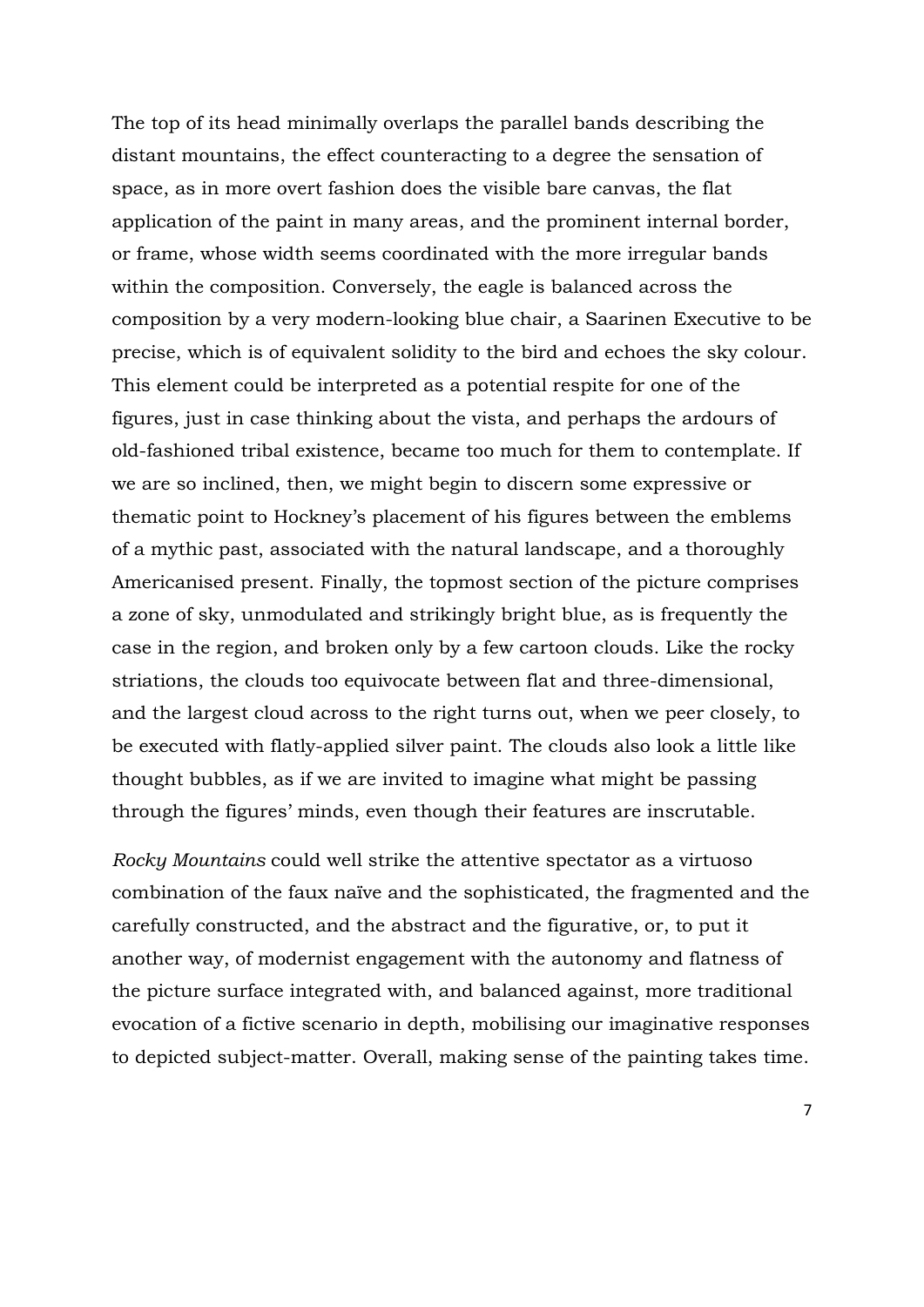The top of its head minimally overlaps the parallel bands describing the distant mountains, the effect counteracting to a degree the sensation of space, as in more overt fashion does the visible bare canvas, the flat application of the paint in many areas, and the prominent internal border, or frame, whose width seems coordinated with the more irregular bands within the composition. Conversely, the eagle is balanced across the composition by a very modern-looking blue chair, a Saarinen Executive to be precise, which is of equivalent solidity to the bird and echoes the sky colour. This element could be interpreted as a potential respite for one of the figures, just in case thinking about the vista, and perhaps the ardours of old-fashioned tribal existence, became too much for them to contemplate. If we are so inclined, then, we might begin to discern some expressive or thematic point to Hockney's placement of his figures between the emblems of a mythic past, associated with the natural landscape, and a thoroughly Americanised present. Finally, the topmost section of the picture comprises a zone of sky, unmodulated and strikingly bright blue, as is frequently the case in the region, and broken only by a few cartoon clouds. Like the rocky striations, the clouds too equivocate between flat and three-dimensional, and the largest cloud across to the right turns out, when we peer closely, to be executed with flatly-applied silver paint. The clouds also look a little like thought bubbles, as if we are invited to imagine what might be passing through the figures' minds, even though their features are inscrutable.

*Rocky Mountains* could well strike the attentive spectator as a virtuoso combination of the faux naïve and the sophisticated, the fragmented and the carefully constructed, and the abstract and the figurative, or, to put it another way, of modernist engagement with the autonomy and flatness of the picture surface integrated with, and balanced against, more traditional evocation of a fictive scenario in depth, mobilising our imaginative responses to depicted subject-matter. Overall, making sense of the painting takes time.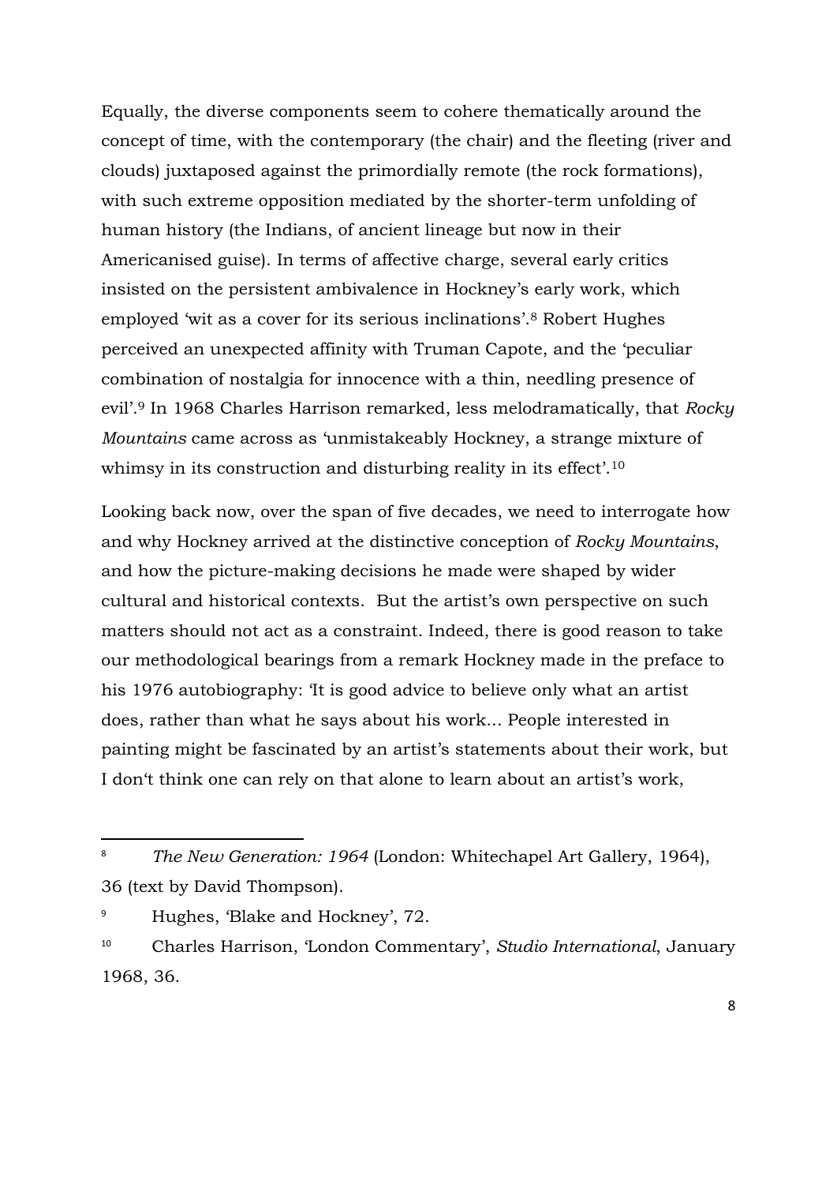Equally, the diverse components seem to cohere thematically around the concept of time, with the contemporary (the chair) and the fleeting (river and clouds) juxtaposed against the primordially remote (the rock formations), with such extreme opposition mediated by the shorter-term unfolding of human history (the Indians, of ancient lineage but now in their Americanised guise). In terms of affective charge, several early critics insisted on the persistent ambivalence in Hockney's early work, which employed 'wit as a cover for its serious inclinations'.[8] Robert Hughes perceived an unexpected affinity with Truman Capote, and the 'peculiar combination of nostalgia for innocence with a thin, needling presence of evil'.[9] In 1968 Charles Harrison remarked, less melodramatically, that *Rocky Mountains* came across as 'unmistakeably Hockney, a strange mixture of whimsy in its construction and disturbing reality in its effect'.[10]

Looking back now, over the span of five decades, we need to interrogate how and why Hockney arrived at the distinctive conception of *Rocky Mountains*, and how the picture-making decisions he made were shaped by wider cultural and historical contexts. But the artist's own perspective on such matters should not act as a constraint. Indeed, there is good reason to take our methodological bearings from a remark Hockney made in the preface to his 1976 autobiography: 'It is good advice to believe only what an artist does, rather than what he says about his work… People interested in painting might be fascinated by an artist's statements about their work, but I don't think one can rely on that alone to learn about an artist's work,

---

[8] *The New Generation: 1964* (London: Whitechapel Art Gallery, 1964), 36 (text by David Thompson).

[9] Hughes, 'Blake and Hockney', 72.

[10] Charles Harrison, 'London Commentary', *Studio International*, January 1968, 36.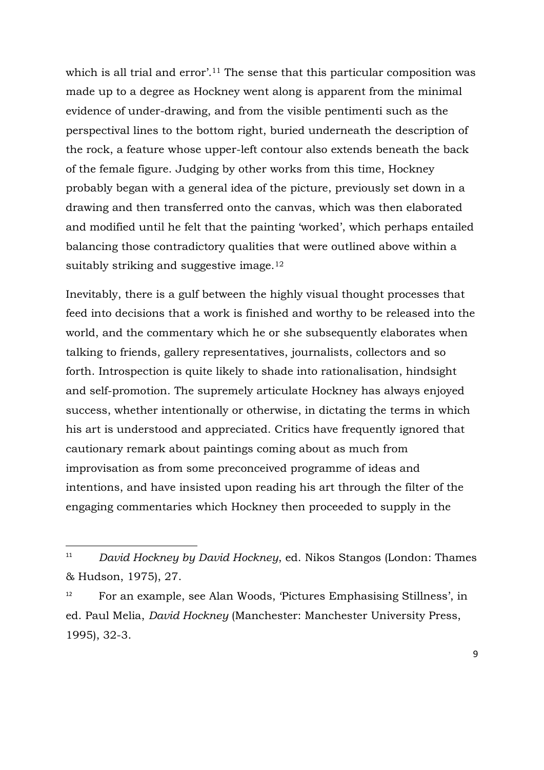which is all trial and error'.[11] The sense that this particular composition was made up to a degree as Hockney went along is apparent from the minimal evidence of under-drawing, and from the visible pentimenti such as the perspectival lines to the bottom right, buried underneath the description of the rock, a feature whose upper-left contour also extends beneath the back of the female figure. Judging by other works from this time, Hockney probably began with a general idea of the picture, previously set down in a drawing and then transferred onto the canvas, which was then elaborated and modified until he felt that the painting 'worked', which perhaps entailed balancing those contradictory qualities that were outlined above within a suitably striking and suggestive image.[12]

Inevitably, there is a gulf between the highly visual thought processes that feed into decisions that a work is finished and worthy to be released into the world, and the commentary which he or she subsequently elaborates when talking to friends, gallery representatives, journalists, collectors and so forth. Introspection is quite likely to shade into rationalisation, hindsight and self-promotion. The supremely articulate Hockney has always enjoyed success, whether intentionally or otherwise, in dictating the terms in which his art is understood and appreciated. Critics have frequently ignored that cautionary remark about paintings coming about as much from improvisation as from some preconceived programme of ideas and intentions, and have insisted upon reading his art through the filter of the engaging commentaries which Hockney then proceeded to supply in the

---

[11] *David Hockney by David Hockney*, ed. Nikos Stangos (London: Thames & Hudson, 1975), 27.

[12] For an example, see Alan Woods, 'Pictures Emphasising Stillness', in ed. Paul Melia, *David Hockney* (Manchester: Manchester University Press, 1995), 32-3.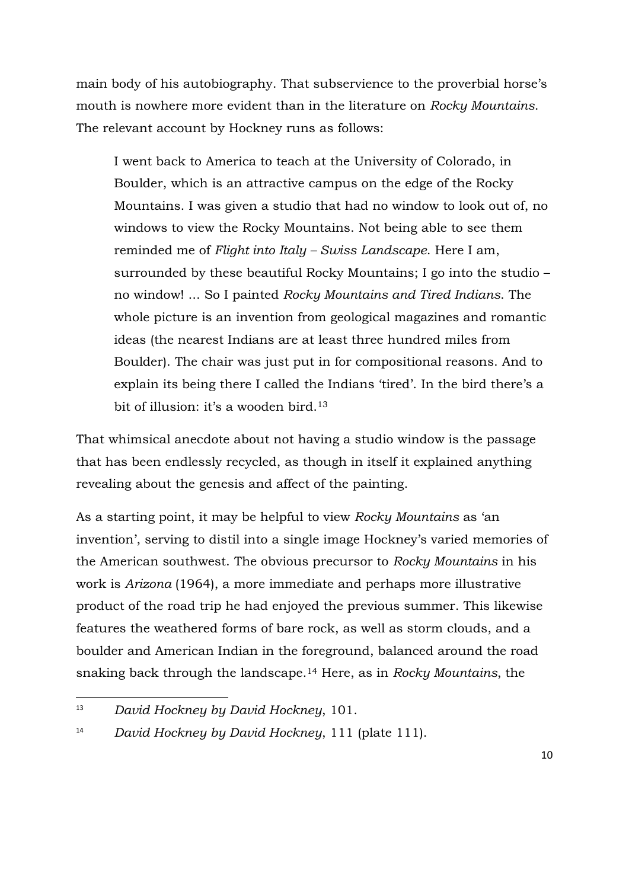main body of his autobiography. That subservience to the proverbial horse's mouth is nowhere more evident than in the literature on *Rocky Mountains*. The relevant account by Hockney runs as follows:

> I went back to America to teach at the University of Colorado, in Boulder, which is an attractive campus on the edge of the Rocky Mountains. I was given a studio that had no window to look out of, no windows to view the Rocky Mountains. Not being able to see them reminded me of *Flight into Italy – Swiss Landscape*. Here I am, surrounded by these beautiful Rocky Mountains; I go into the studio – no window! ... So I painted *Rocky Mountains and Tired Indians*. The whole picture is an invention from geological magazines and romantic ideas (the nearest Indians are at least three hundred miles from Boulder). The chair was just put in for compositional reasons. And to explain its being there I called the Indians 'tired'. In the bird there's a bit of illusion: it's a wooden bird.[13]

That whimsical anecdote about not having a studio window is the passage that has been endlessly recycled, as though in itself it explained anything revealing about the genesis and affect of the painting.

As a starting point, it may be helpful to view *Rocky Mountains* as 'an invention', serving to distil into a single image Hockney's varied memories of the American southwest. The obvious precursor to *Rocky Mountains* in his work is *Arizona* (1964), a more immediate and perhaps more illustrative product of the road trip he had enjoyed the previous summer. This likewise features the weathered forms of bare rock, as well as storm clouds, and a boulder and American Indian in the foreground, balanced around the road snaking back through the landscape.[14] Here, as in *Rocky Mountains*, the

---

[13] *David Hockney by David Hockney*, 101.

[14] *David Hockney by David Hockney*, 111 (plate 111).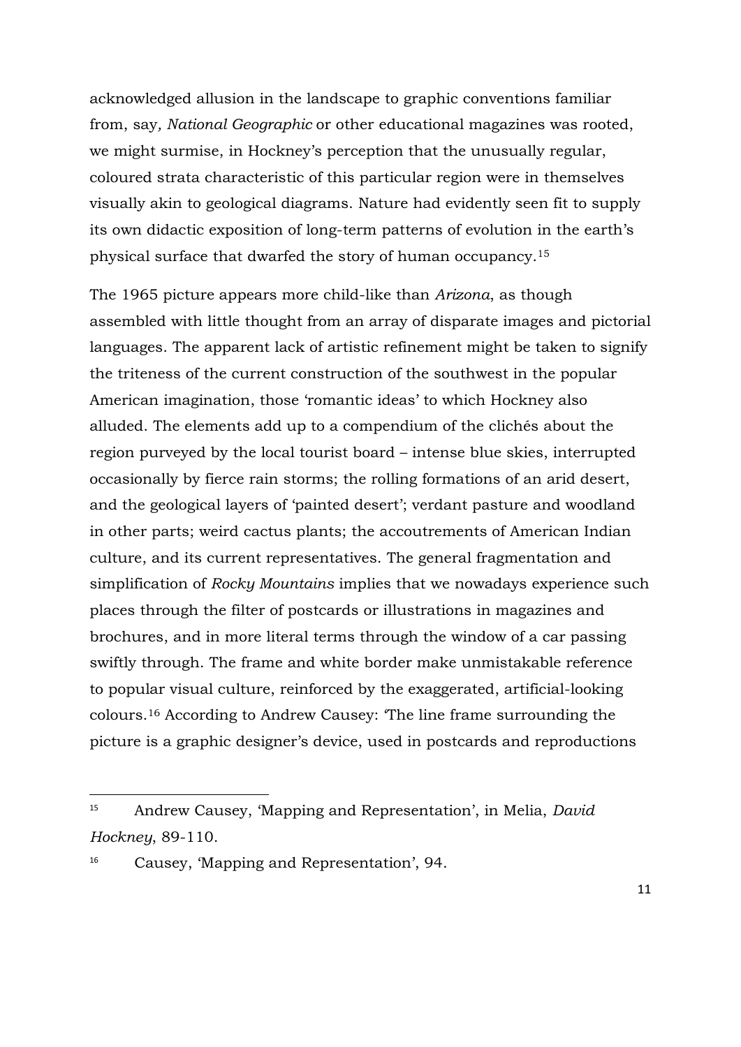acknowledged allusion in the landscape to graphic conventions familiar from, say, *National Geographic* or other educational magazines was rooted, we might surmise, in Hockney's perception that the unusually regular, coloured strata characteristic of this particular region were in themselves visually akin to geological diagrams. Nature had evidently seen fit to supply its own didactic exposition of long-term patterns of evolution in the earth's physical surface that dwarfed the story of human occupancy.[15]

The 1965 picture appears more child-like than *Arizona*, as though assembled with little thought from an array of disparate images and pictorial languages. The apparent lack of artistic refinement might be taken to signify the triteness of the current construction of the southwest in the popular American imagination, those 'romantic ideas' to which Hockney also alluded. The elements add up to a compendium of the clichés about the region purveyed by the local tourist board – intense blue skies, interrupted occasionally by fierce rain storms; the rolling formations of an arid desert, and the geological layers of 'painted desert'; verdant pasture and woodland in other parts; weird cactus plants; the accoutrements of American Indian culture, and its current representatives. The general fragmentation and simplification of *Rocky Mountains* implies that we nowadays experience such places through the filter of postcards or illustrations in magazines and brochures, and in more literal terms through the window of a car passing swiftly through. The frame and white border make unmistakable reference to popular visual culture, reinforced by the exaggerated, artificial-looking colours.[16] According to Andrew Causey: 'The line frame surrounding the picture is a graphic designer's device, used in postcards and reproductions

---

[15] Andrew Causey, 'Mapping and Representation', in Melia, *David Hockney*, 89-110.

[16] Causey, 'Mapping and Representation', 94.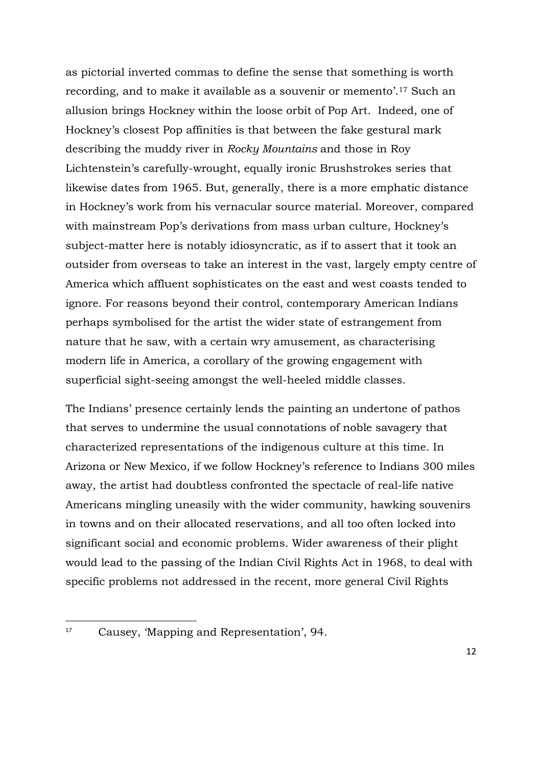as pictorial inverted commas to define the sense that something is worth recording, and to make it available as a souvenir or memento'.[17] Such an allusion brings Hockney within the loose orbit of Pop Art. Indeed, one of Hockney's closest Pop affinities is that between the fake gestural mark describing the muddy river in *Rocky Mountains* and those in Roy Lichtenstein's carefully-wrought, equally ironic Brushstrokes series that likewise dates from 1965. But, generally, there is a more emphatic distance in Hockney's work from his vernacular source material. Moreover, compared with mainstream Pop's derivations from mass urban culture, Hockney's subject-matter here is notably idiosyncratic, as if to assert that it took an outsider from overseas to take an interest in the vast, largely empty centre of America which affluent sophisticates on the east and west coasts tended to ignore. For reasons beyond their control, contemporary American Indians perhaps symbolised for the artist the wider state of estrangement from nature that he saw, with a certain wry amusement, as characterising modern life in America, a corollary of the growing engagement with superficial sight-seeing amongst the well-heeled middle classes.

The Indians' presence certainly lends the painting an undertone of pathos that serves to undermine the usual connotations of noble savagery that characterized representations of the indigenous culture at this time. In Arizona or New Mexico, if we follow Hockney's reference to Indians 300 miles away, the artist had doubtless confronted the spectacle of real-life native Americans mingling uneasily with the wider community, hawking souvenirs in towns and on their allocated reservations, and all too often locked into significant social and economic problems. Wider awareness of their plight would lead to the passing of the Indian Civil Rights Act in 1968, to deal with specific problems not addressed in the recent, more general Civil Rights

[17] Causey, 'Mapping and Representation', 94.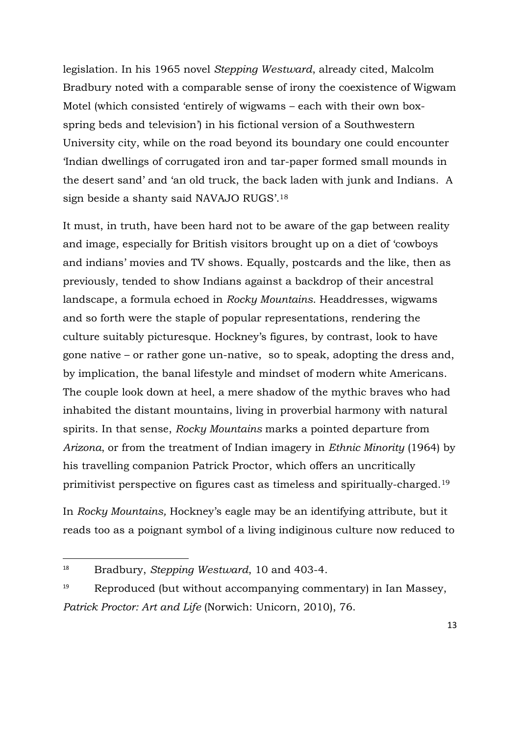legislation. In his 1965 novel *Stepping Westward*, already cited, Malcolm Bradbury noted with a comparable sense of irony the coexistence of Wigwam Motel (which consisted 'entirely of wigwams – each with their own box-spring beds and television') in his fictional version of a Southwestern University city, while on the road beyond its boundary one could encounter 'Indian dwellings of corrugated iron and tar-paper formed small mounds in the desert sand' and 'an old truck, the back laden with junk and Indians. A sign beside a shanty said NAVAJO RUGS'.[18]

It must, in truth, have been hard not to be aware of the gap between reality and image, especially for British visitors brought up on a diet of 'cowboys and indians' movies and TV shows. Equally, postcards and the like, then as previously, tended to show Indians against a backdrop of their ancestral landscape, a formula echoed in *Rocky Mountains*. Headdresses, wigwams and so forth were the staple of popular representations, rendering the culture suitably picturesque. Hockney's figures, by contrast, look to have gone native – or rather gone un-native, so to speak, adopting the dress and, by implication, the banal lifestyle and mindset of modern white Americans. The couple look down at heel, a mere shadow of the mythic braves who had inhabited the distant mountains, living in proverbial harmony with natural spirits. In that sense, *Rocky Mountains* marks a pointed departure from *Arizona*, or from the treatment of Indian imagery in *Ethnic Minority* (1964) by his travelling companion Patrick Proctor, which offers an uncritically primitivist perspective on figures cast as timeless and spiritually-charged.[19]

In *Rocky Mountains,* Hockney's eagle may be an identifying attribute, but it reads too as a poignant symbol of a living indiginous culture now reduced to

---

[18] Bradbury, *Stepping Westward*, 10 and 403-4.

[19] Reproduced (but without accompanying commentary) in Ian Massey, *Patrick Proctor: Art and Life* (Norwich: Unicorn, 2010), 76.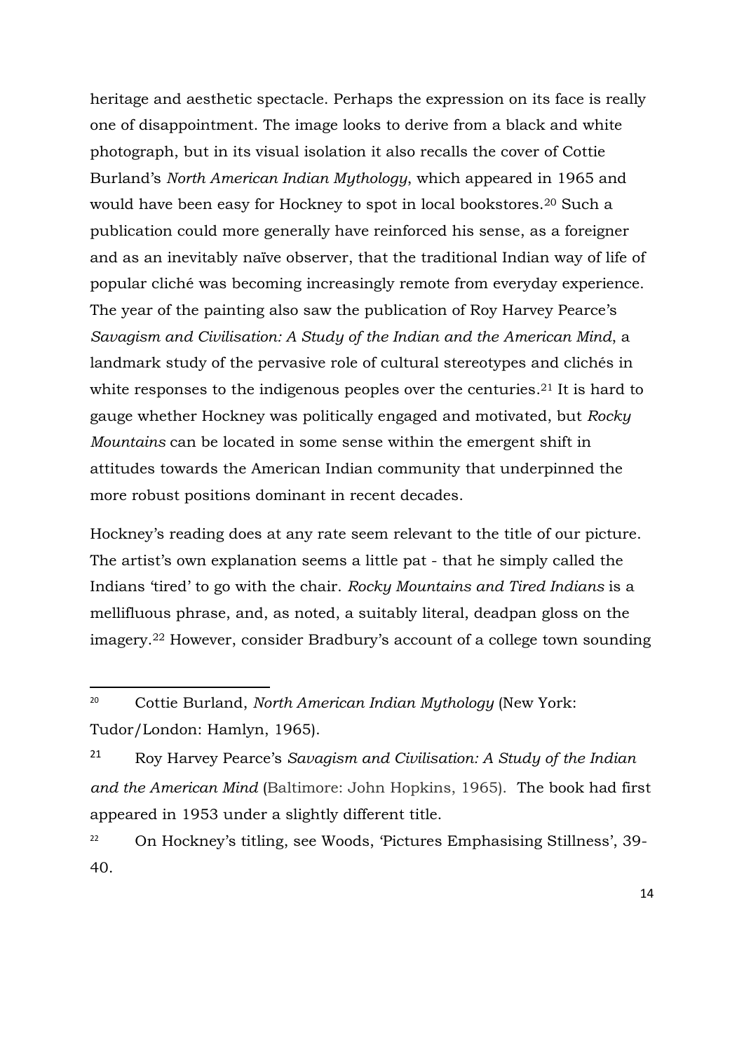heritage and aesthetic spectacle. Perhaps the expression on its face is really one of disappointment. The image looks to derive from a black and white photograph, but in its visual isolation it also recalls the cover of Cottie Burland's *North American Indian Mythology*, which appeared in 1965 and would have been easy for Hockney to spot in local bookstores.[20] Such a publication could more generally have reinforced his sense, as a foreigner and as an inevitably naïve observer, that the traditional Indian way of life of popular cliché was becoming increasingly remote from everyday experience. The year of the painting also saw the publication of Roy Harvey Pearce's *Savagism and Civilisation: A Study of the Indian and the American Mind*, a landmark study of the pervasive role of cultural stereotypes and clichés in white responses to the indigenous peoples over the centuries.[21] It is hard to gauge whether Hockney was politically engaged and motivated, but *Rocky Mountains* can be located in some sense within the emergent shift in attitudes towards the American Indian community that underpinned the more robust positions dominant in recent decades.

Hockney's reading does at any rate seem relevant to the title of our picture. The artist's own explanation seems a little pat - that he simply called the Indians 'tired' to go with the chair. *Rocky Mountains and Tired Indians* is a mellifluous phrase, and, as noted, a suitably literal, deadpan gloss on the imagery.[22] However, consider Bradbury's account of a college town sounding

---

[20] Cottie Burland, *North American Indian Mythology* (New York: Tudor/London: Hamlyn, 1965).

[21] Roy Harvey Pearce's *Savagism and Civilisation: A Study of the Indian and the American Mind* (Baltimore: John Hopkins, 1965). The book had first appeared in 1953 under a slightly different title.

[22] On Hockney's titling, see Woods, 'Pictures Emphasising Stillness', 39-40.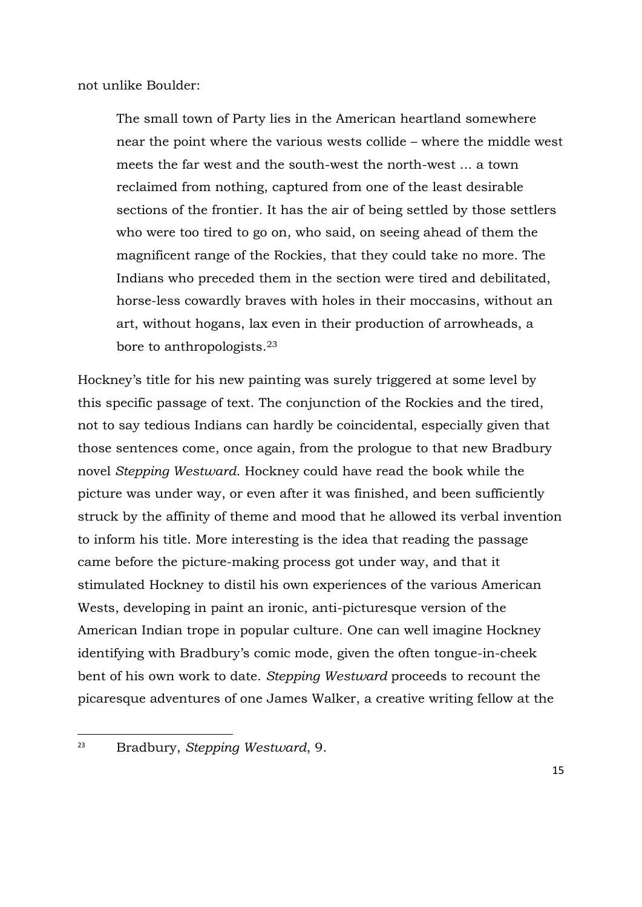not unlike Boulder:

> The small town of Party lies in the American heartland somewhere near the point where the various wests collide – where the middle west meets the far west and the south-west the north-west ... a town reclaimed from nothing, captured from one of the least desirable sections of the frontier. It has the air of being settled by those settlers who were too tired to go on, who said, on seeing ahead of them the magnificent range of the Rockies, that they could take no more. The Indians who preceded them in the section were tired and debilitated, horse-less cowardly braves with holes in their moccasins, without an art, without hogans, lax even in their production of arrowheads, a bore to anthropologists.[23]

Hockney's title for his new painting was surely triggered at some level by this specific passage of text. The conjunction of the Rockies and the tired, not to say tedious Indians can hardly be coincidental, especially given that those sentences come, once again, from the prologue to that new Bradbury novel *Stepping Westward*. Hockney could have read the book while the picture was under way, or even after it was finished, and been sufficiently struck by the affinity of theme and mood that he allowed its verbal invention to inform his title. More interesting is the idea that reading the passage came before the picture-making process got under way, and that it stimulated Hockney to distil his own experiences of the various American Wests, developing in paint an ironic, anti-picturesque version of the American Indian trope in popular culture. One can well imagine Hockney identifying with Bradbury's comic mode, given the often tongue-in-cheek bent of his own work to date. *Stepping Westward* proceeds to recount the picaresque adventures of one James Walker, a creative writing fellow at the

---

[23] Bradbury, *Stepping Westward*, 9.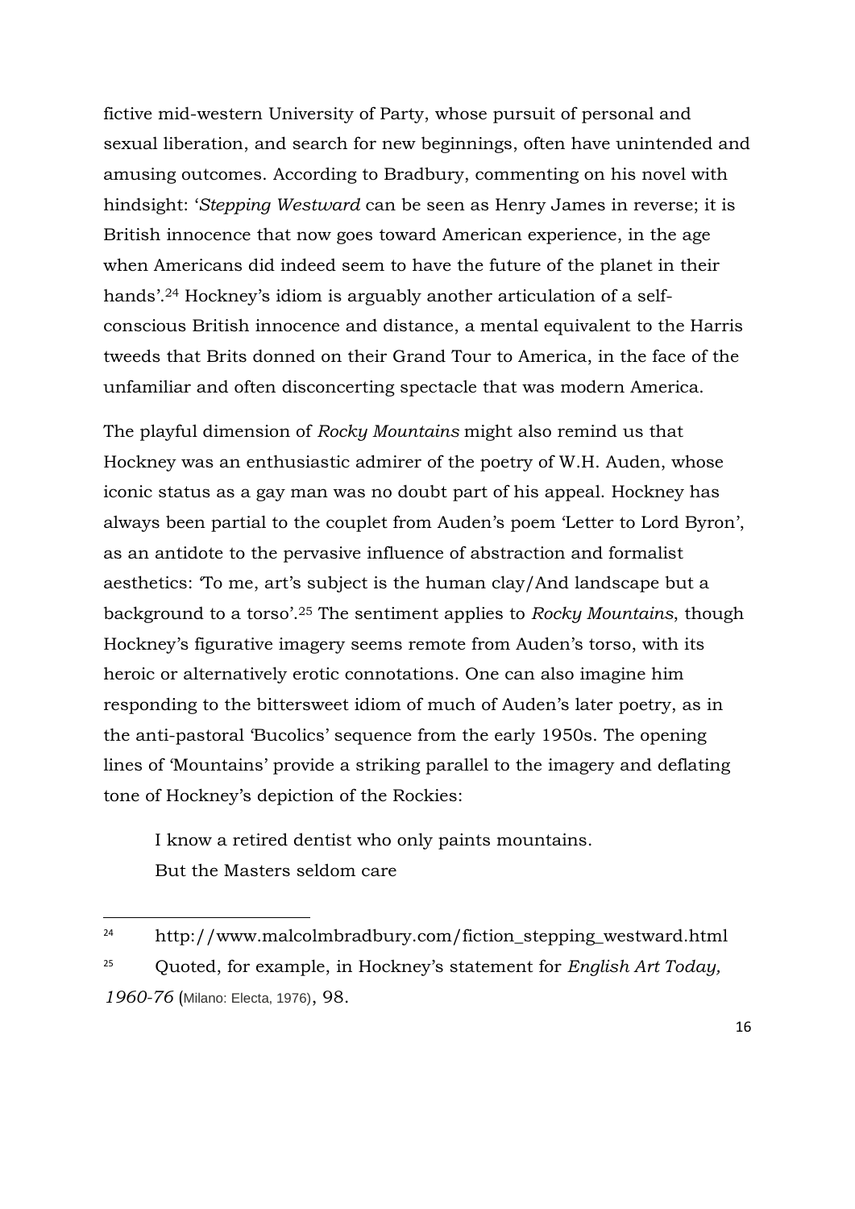fictive mid-western University of Party, whose pursuit of personal and sexual liberation, and search for new beginnings, often have unintended and amusing outcomes. According to Bradbury, commenting on his novel with hindsight: '*Stepping Westward* can be seen as Henry James in reverse; it is British innocence that now goes toward American experience, in the age when Americans did indeed seem to have the future of the planet in their hands'.[24] Hockney's idiom is arguably another articulation of a self-conscious British innocence and distance, a mental equivalent to the Harris tweeds that Brits donned on their Grand Tour to America, in the face of the unfamiliar and often disconcerting spectacle that was modern America.

The playful dimension of *Rocky Mountains* might also remind us that Hockney was an enthusiastic admirer of the poetry of W.H. Auden, whose iconic status as a gay man was no doubt part of his appeal. Hockney has always been partial to the couplet from Auden's poem 'Letter to Lord Byron', as an antidote to the pervasive influence of abstraction and formalist aesthetics: 'To me, art's subject is the human clay/And landscape but a background to a torso'.[25] The sentiment applies to *Rocky Mountains*, though Hockney's figurative imagery seems remote from Auden's torso, with its heroic or alternatively erotic connotations. One can also imagine him responding to the bittersweet idiom of much of Auden's later poetry, as in the anti-pastoral 'Bucolics' sequence from the early 1950s. The opening lines of 'Mountains' provide a striking parallel to the imagery and deflating tone of Hockney's depiction of the Rockies:

> I know a retired dentist who only paints mountains.
> But the Masters seldom care

---

[24] http://www.malcolmbradbury.com/fiction_stepping_westward.html

[25] Quoted, for example, in Hockney's statement for *English Art Today, 1960-76* (Milano: Electa, 1976), 98.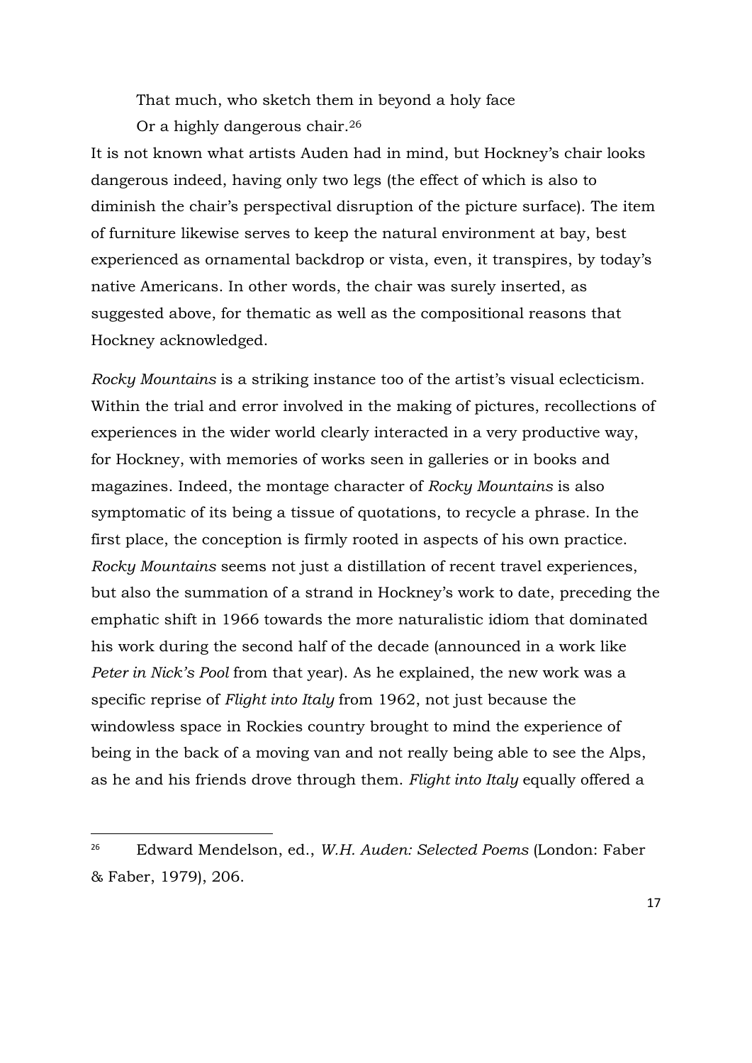> That much, who sketch them in beyond a holy face
> Or a highly dangerous chair.[26]

It is not known what artists Auden had in mind, but Hockney's chair looks dangerous indeed, having only two legs (the effect of which is also to diminish the chair's perspectival disruption of the picture surface). The item of furniture likewise serves to keep the natural environment at bay, best experienced as ornamental backdrop or vista, even, it transpires, by today's native Americans. In other words, the chair was surely inserted, as suggested above, for thematic as well as the compositional reasons that Hockney acknowledged.

*Rocky Mountains* is a striking instance too of the artist's visual eclecticism. Within the trial and error involved in the making of pictures, recollections of experiences in the wider world clearly interacted in a very productive way, for Hockney, with memories of works seen in galleries or in books and magazines. Indeed, the montage character of *Rocky Mountains* is also symptomatic of its being a tissue of quotations, to recycle a phrase. In the first place, the conception is firmly rooted in aspects of his own practice. *Rocky Mountains* seems not just a distillation of recent travel experiences, but also the summation of a strand in Hockney's work to date, preceding the emphatic shift in 1966 towards the more naturalistic idiom that dominated his work during the second half of the decade (announced in a work like *Peter in Nick's Pool* from that year). As he explained, the new work was a specific reprise of *Flight into Italy* from 1962, not just because the windowless space in Rockies country brought to mind the experience of being in the back of a moving van and not really being able to see the Alps, as he and his friends drove through them. *Flight into Italy* equally offered a

---

[26] Edward Mendelson, ed., *W.H. Auden: Selected Poems* (London: Faber & Faber, 1979), 206.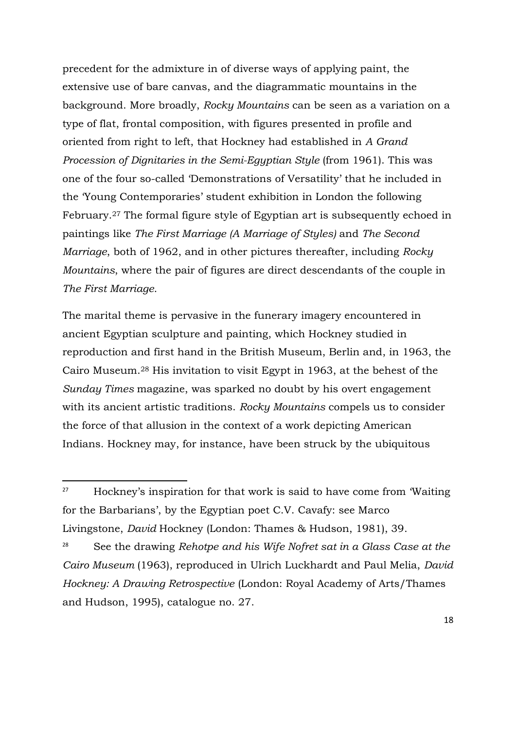precedent for the admixture in of diverse ways of applying paint, the extensive use of bare canvas, and the diagrammatic mountains in the background. More broadly, *Rocky Mountains* can be seen as a variation on a type of flat, frontal composition, with figures presented in profile and oriented from right to left, that Hockney had established in *A Grand Procession of Dignitaries in the Semi-Egyptian Style* (from 1961). This was one of the four so-called 'Demonstrations of Versatility' that he included in the 'Young Contemporaries' student exhibition in London the following February.[27] The formal figure style of Egyptian art is subsequently echoed in paintings like *The First Marriage (A Marriage of Styles)* and *The Second Marriage*, both of 1962, and in other pictures thereafter, including *Rocky Mountains*, where the pair of figures are direct descendants of the couple in *The First Marriage*.

The marital theme is pervasive in the funerary imagery encountered in ancient Egyptian sculpture and painting, which Hockney studied in reproduction and first hand in the British Museum, Berlin and, in 1963, the Cairo Museum.[28] His invitation to visit Egypt in 1963, at the behest of the *Sunday Times* magazine, was sparked no doubt by his overt engagement with its ancient artistic traditions. *Rocky Mountains* compels us to consider the force of that allusion in the context of a work depicting American Indians. Hockney may, for instance, have been struck by the ubiquitous

---

[27] Hockney's inspiration for that work is said to have come from 'Waiting for the Barbarians', by the Egyptian poet C.V. Cavafy: see Marco Livingstone, *David* Hockney (London: Thames & Hudson, 1981), 39.

[28] See the drawing *Rehotpe and his Wife Nofret sat in a Glass Case at the Cairo Museum* (1963), reproduced in Ulrich Luckhardt and Paul Melia, *David Hockney: A Drawing Retrospective* (London: Royal Academy of Arts/Thames and Hudson, 1995), catalogue no. 27.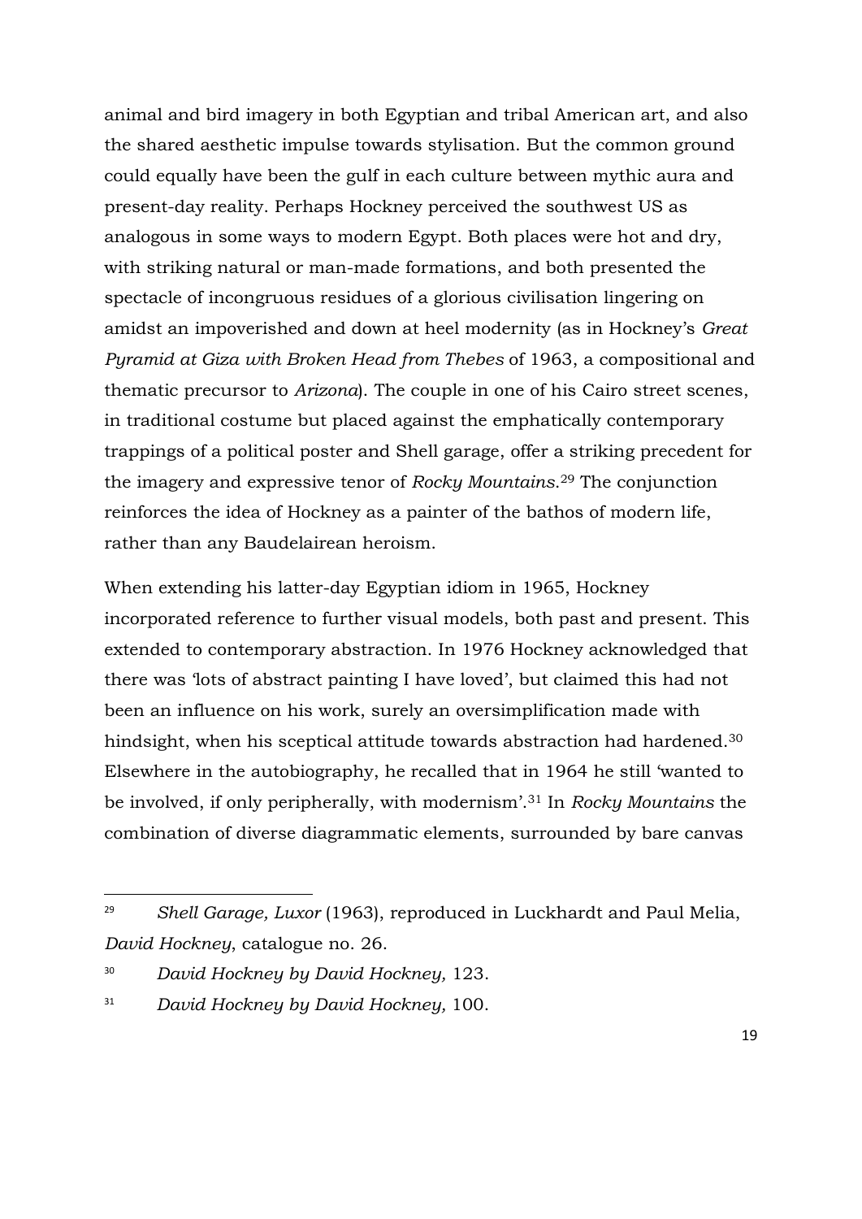animal and bird imagery in both Egyptian and tribal American art, and also the shared aesthetic impulse towards stylisation. But the common ground could equally have been the gulf in each culture between mythic aura and present-day reality. Perhaps Hockney perceived the southwest US as analogous in some ways to modern Egypt. Both places were hot and dry, with striking natural or man-made formations, and both presented the spectacle of incongruous residues of a glorious civilisation lingering on amidst an impoverished and down at heel modernity (as in Hockney's *Great Pyramid at Giza with Broken Head from Thebes* of 1963, a compositional and thematic precursor to *Arizona*). The couple in one of his Cairo street scenes, in traditional costume but placed against the emphatically contemporary trappings of a political poster and Shell garage, offer a striking precedent for the imagery and expressive tenor of *Rocky Mountains*.[29] The conjunction reinforces the idea of Hockney as a painter of the bathos of modern life, rather than any Baudelairean heroism.

When extending his latter-day Egyptian idiom in 1965, Hockney incorporated reference to further visual models, both past and present. This extended to contemporary abstraction. In 1976 Hockney acknowledged that there was 'lots of abstract painting I have loved', but claimed this had not been an influence on his work, surely an oversimplification made with hindsight, when his sceptical attitude towards abstraction had hardened.[30] Elsewhere in the autobiography, he recalled that in 1964 he still 'wanted to be involved, if only peripherally, with modernism'.[31] In *Rocky Mountains* the combination of diverse diagrammatic elements, surrounded by bare canvas

---

[29] *Shell Garage, Luxor* (1963), reproduced in Luckhardt and Paul Melia, *David Hockney*, catalogue no. 26.

[30] *David Hockney by David Hockney,* 123.

[31] *David Hockney by David Hockney,* 100.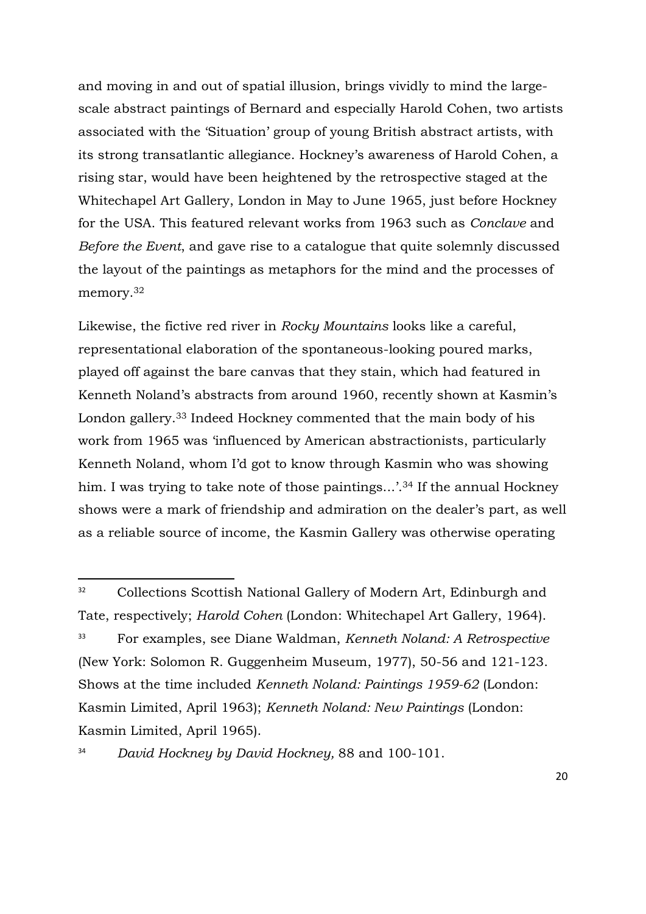and moving in and out of spatial illusion, brings vividly to mind the large-scale abstract paintings of Bernard and especially Harold Cohen, two artists associated with the 'Situation' group of young British abstract artists, with its strong transatlantic allegiance. Hockney's awareness of Harold Cohen, a rising star, would have been heightened by the retrospective staged at the Whitechapel Art Gallery, London in May to June 1965, just before Hockney for the USA. This featured relevant works from 1963 such as *Conclave* and *Before the Event*, and gave rise to a catalogue that quite solemnly discussed the layout of the paintings as metaphors for the mind and the processes of memory.[32]

Likewise, the fictive red river in *Rocky Mountains* looks like a careful, representational elaboration of the spontaneous-looking poured marks, played off against the bare canvas that they stain, which had featured in Kenneth Noland's abstracts from around 1960, recently shown at Kasmin's London gallery.[33] Indeed Hockney commented that the main body of his work from 1965 was 'influenced by American abstractionists, particularly Kenneth Noland, whom I'd got to know through Kasmin who was showing him. I was trying to take note of those paintings...'.[34] If the annual Hockney shows were a mark of friendship and admiration on the dealer's part, as well as a reliable source of income, the Kasmin Gallery was otherwise operating

---

[32] Collections Scottish National Gallery of Modern Art, Edinburgh and Tate, respectively; *Harold Cohen* (London: Whitechapel Art Gallery, 1964).

[33] For examples, see Diane Waldman, *Kenneth Noland: A Retrospective* (New York: Solomon R. Guggenheim Museum, 1977), 50-56 and 121-123. Shows at the time included *Kenneth Noland: Paintings 1959-62* (London: Kasmin Limited, April 1963); *Kenneth Noland: New Paintings* (London: Kasmin Limited, April 1965).

[34] *David Hockney by David Hockney,* 88 and 100-101.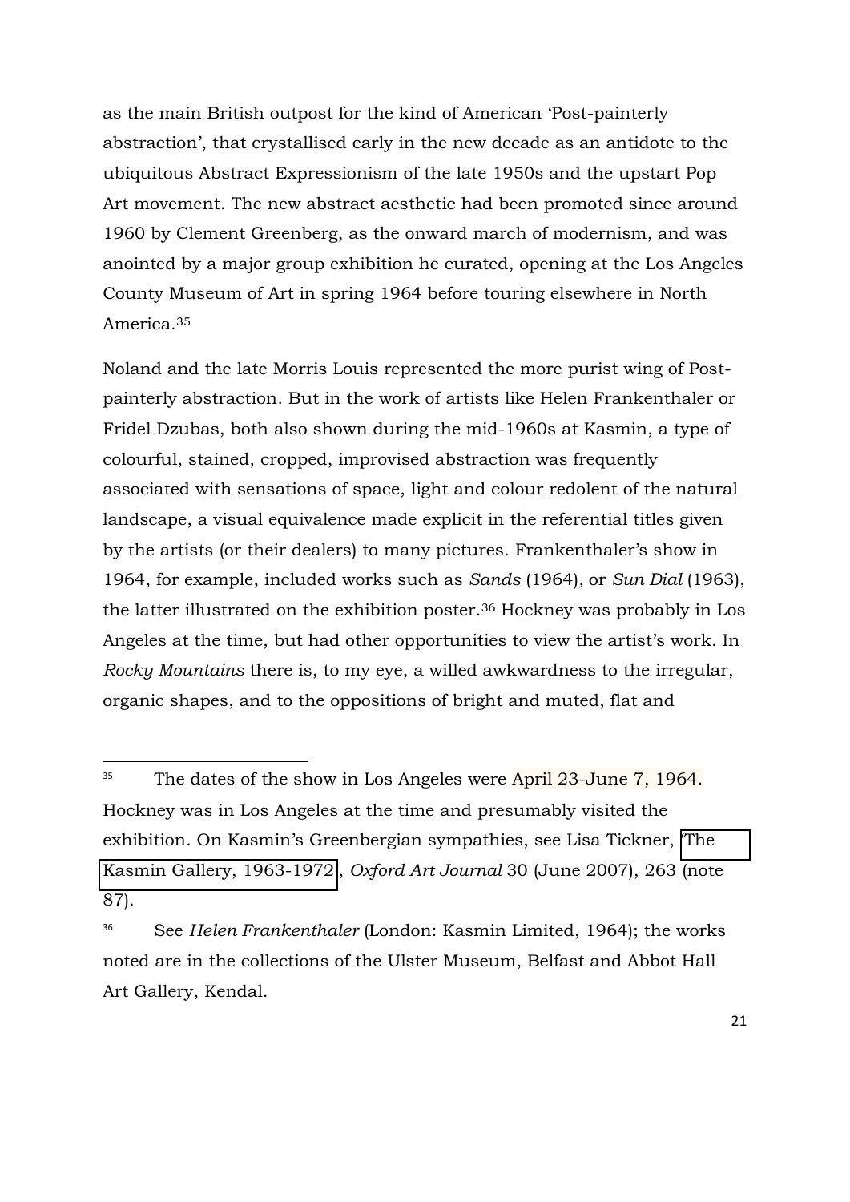as the main British outpost for the kind of American 'Post-painterly abstraction', that crystallised early in the new decade as an antidote to the ubiquitous Abstract Expressionism of the late 1950s and the upstart Pop Art movement. The new abstract aesthetic had been promoted since around 1960 by Clement Greenberg, as the onward march of modernism, and was anointed by a major group exhibition he curated, opening at the Los Angeles County Museum of Art in spring 1964 before touring elsewhere in North America.[35]

Noland and the late Morris Louis represented the more purist wing of Post-painterly abstraction. But in the work of artists like Helen Frankenthaler or Fridel Dzubas, both also shown during the mid-1960s at Kasmin, a type of colourful, stained, cropped, improvised abstraction was frequently associated with sensations of space, light and colour redolent of the natural landscape, a visual equivalence made explicit in the referential titles given by the artists (or their dealers) to many pictures. Frankenthaler's show in 1964, for example, included works such as *Sands* (1964), or *Sun Dial* (1963), the latter illustrated on the exhibition poster.[36] Hockney was probably in Los Angeles at the time, but had other opportunities to view the artist's work. In *Rocky Mountains* there is, to my eye, a willed awkwardness to the irregular, organic shapes, and to the oppositions of bright and muted, flat and

---

[35] The dates of the show in Los Angeles were April 23-June 7, 1964. Hockney was in Los Angeles at the time and presumably visited the exhibition. On Kasmin's Greenbergian sympathies, see Lisa Tickner, 'The Kasmin Gallery, 1963-1972', *Oxford Art Journal* 30 (June 2007), 263 (note 87).

[36] See *Helen Frankenthaler* (London: Kasmin Limited, 1964); the works noted are in the collections of the Ulster Museum, Belfast and Abbot Hall Art Gallery, Kendal.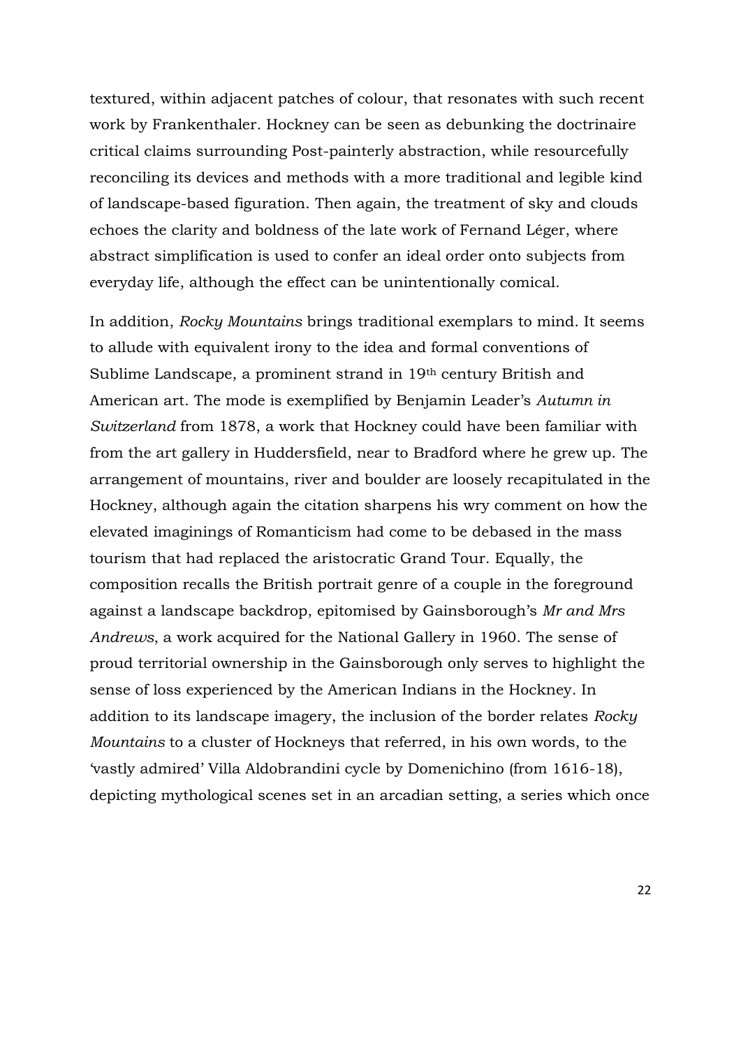textured, within adjacent patches of colour, that resonates with such recent work by Frankenthaler. Hockney can be seen as debunking the doctrinaire critical claims surrounding Post-painterly abstraction, while resourcefully reconciling its devices and methods with a more traditional and legible kind of landscape-based figuration. Then again, the treatment of sky and clouds echoes the clarity and boldness of the late work of Fernand Léger, where abstract simplification is used to confer an ideal order onto subjects from everyday life, although the effect can be unintentionally comical.

In addition, *Rocky Mountains* brings traditional exemplars to mind. It seems to allude with equivalent irony to the idea and formal conventions of Sublime Landscape, a prominent strand in 19th century British and American art. The mode is exemplified by Benjamin Leader's *Autumn in Switzerland* from 1878, a work that Hockney could have been familiar with from the art gallery in Huddersfield, near to Bradford where he grew up. The arrangement of mountains, river and boulder are loosely recapitulated in the Hockney, although again the citation sharpens his wry comment on how the elevated imaginings of Romanticism had come to be debased in the mass tourism that had replaced the aristocratic Grand Tour. Equally, the composition recalls the British portrait genre of a couple in the foreground against a landscape backdrop, epitomised by Gainsborough's *Mr and Mrs Andrews*, a work acquired for the National Gallery in 1960. The sense of proud territorial ownership in the Gainsborough only serves to highlight the sense of loss experienced by the American Indians in the Hockney. In addition to its landscape imagery, the inclusion of the border relates *Rocky Mountains* to a cluster of Hockneys that referred, in his own words, to the 'vastly admired' Villa Aldobrandini cycle by Domenichino (from 1616-18), depicting mythological scenes set in an arcadian setting, a series which once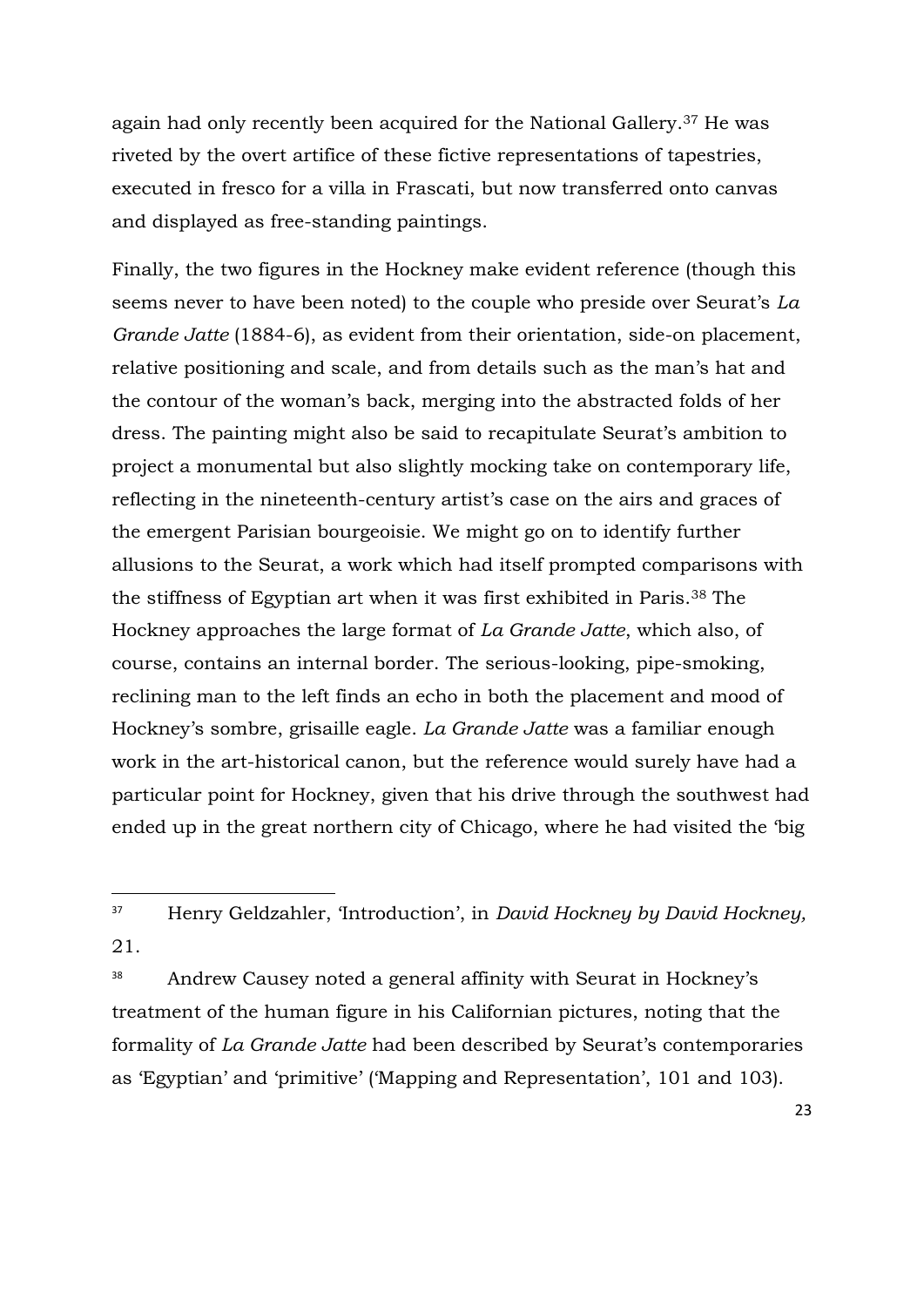again had only recently been acquired for the National Gallery.[37] He was riveted by the overt artifice of these fictive representations of tapestries, executed in fresco for a villa in Frascati, but now transferred onto canvas and displayed as free-standing paintings.

Finally, the two figures in the Hockney make evident reference (though this seems never to have been noted) to the couple who preside over Seurat's *La Grande Jatte* (1884-6), as evident from their orientation, side-on placement, relative positioning and scale, and from details such as the man's hat and the contour of the woman's back, merging into the abstracted folds of her dress. The painting might also be said to recapitulate Seurat's ambition to project a monumental but also slightly mocking take on contemporary life, reflecting in the nineteenth-century artist's case on the airs and graces of the emergent Parisian bourgeoisie. We might go on to identify further allusions to the Seurat, a work which had itself prompted comparisons with the stiffness of Egyptian art when it was first exhibited in Paris.[38] The Hockney approaches the large format of *La Grande Jatte*, which also, of course, contains an internal border. The serious-looking, pipe-smoking, reclining man to the left finds an echo in both the placement and mood of Hockney's sombre, grisaille eagle. *La Grande Jatte* was a familiar enough work in the art-historical canon, but the reference would surely have had a particular point for Hockney, given that his drive through the southwest had ended up in the great northern city of Chicago, where he had visited the 'big

---

[37] Henry Geldzahler, 'Introduction', in *David Hockney by David Hockney,* 21.

[38] Andrew Causey noted a general affinity with Seurat in Hockney's treatment of the human figure in his Californian pictures, noting that the formality of *La Grande Jatte* had been described by Seurat's contemporaries as 'Egyptian' and 'primitive' ('Mapping and Representation', 101 and 103).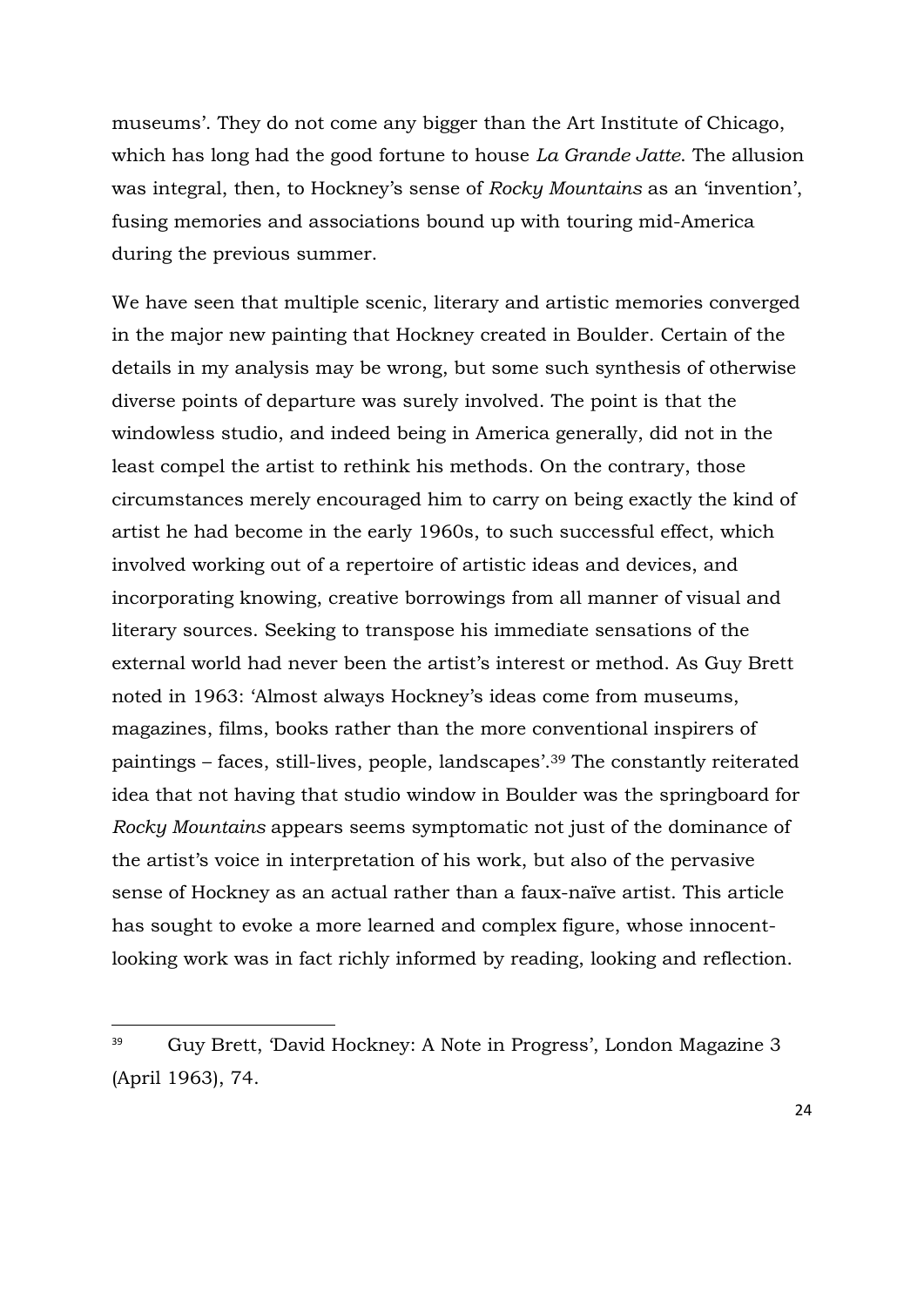museums'. They do not come any bigger than the Art Institute of Chicago, which has long had the good fortune to house *La Grande Jatte*. The allusion was integral, then, to Hockney's sense of *Rocky Mountains* as an 'invention', fusing memories and associations bound up with touring mid-America during the previous summer.

We have seen that multiple scenic, literary and artistic memories converged in the major new painting that Hockney created in Boulder. Certain of the details in my analysis may be wrong, but some such synthesis of otherwise diverse points of departure was surely involved. The point is that the windowless studio, and indeed being in America generally, did not in the least compel the artist to rethink his methods. On the contrary, those circumstances merely encouraged him to carry on being exactly the kind of artist he had become in the early 1960s, to such successful effect, which involved working out of a repertoire of artistic ideas and devices, and incorporating knowing, creative borrowings from all manner of visual and literary sources. Seeking to transpose his immediate sensations of the external world had never been the artist's interest or method. As Guy Brett noted in 1963: 'Almost always Hockney's ideas come from museums, magazines, films, books rather than the more conventional inspirers of paintings – faces, still-lives, people, landscapes'.[39] The constantly reiterated idea that not having that studio window in Boulder was the springboard for *Rocky Mountains* appears seems symptomatic not just of the dominance of the artist's voice in interpretation of his work, but also of the pervasive sense of Hockney as an actual rather than a faux-naïve artist. This article has sought to evoke a more learned and complex figure, whose innocent-looking work was in fact richly informed by reading, looking and reflection.

---

[39] Guy Brett, 'David Hockney: A Note in Progress', London Magazine 3 (April 1963), 74.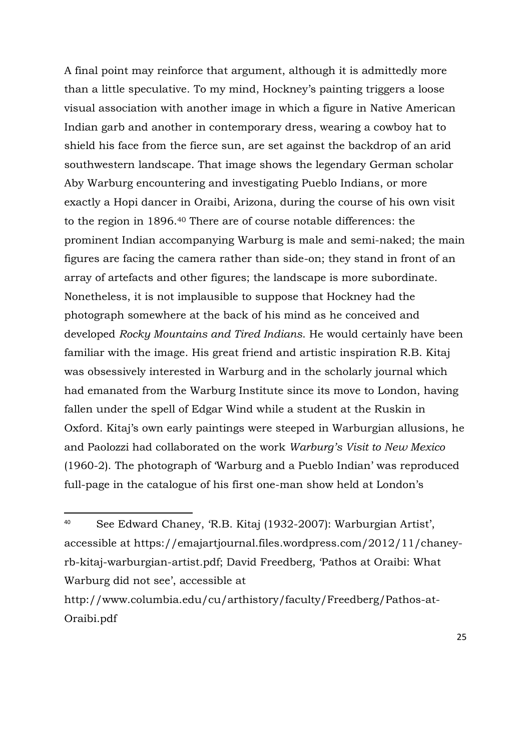A final point may reinforce that argument, although it is admittedly more than a little speculative. To my mind, Hockney's painting triggers a loose visual association with another image in which a figure in Native American Indian garb and another in contemporary dress, wearing a cowboy hat to shield his face from the fierce sun, are set against the backdrop of an arid southwestern landscape. That image shows the legendary German scholar Aby Warburg encountering and investigating Pueblo Indians, or more exactly a Hopi dancer in Oraibi, Arizona, during the course of his own visit to the region in 1896.[40] There are of course notable differences: the prominent Indian accompanying Warburg is male and semi-naked; the main figures are facing the camera rather than side-on; they stand in front of an array of artefacts and other figures; the landscape is more subordinate. Nonetheless, it is not implausible to suppose that Hockney had the photograph somewhere at the back of his mind as he conceived and developed *Rocky Mountains and Tired Indians*. He would certainly have been familiar with the image. His great friend and artistic inspiration R.B. Kitaj was obsessively interested in Warburg and in the scholarly journal which had emanated from the Warburg Institute since its move to London, having fallen under the spell of Edgar Wind while a student at the Ruskin in Oxford. Kitaj's own early paintings were steeped in Warburgian allusions, he and Paolozzi had collaborated on the work *Warburg's Visit to New Mexico* (1960-2). The photograph of 'Warburg and a Pueblo Indian' was reproduced full-page in the catalogue of his first one-man show held at London's

---

[40] See Edward Chaney, 'R.B. Kitaj (1932-2007): Warburgian Artist', accessible at https://emajartjournal.files.wordpress.com/2012/11/chaney-rb-kitaj-warburgian-artist.pdf; David Freedberg, 'Pathos at Oraibi: What Warburg did not see', accessible at http://www.columbia.edu/cu/arthistory/faculty/Freedberg/Pathos-at-Oraibi.pdf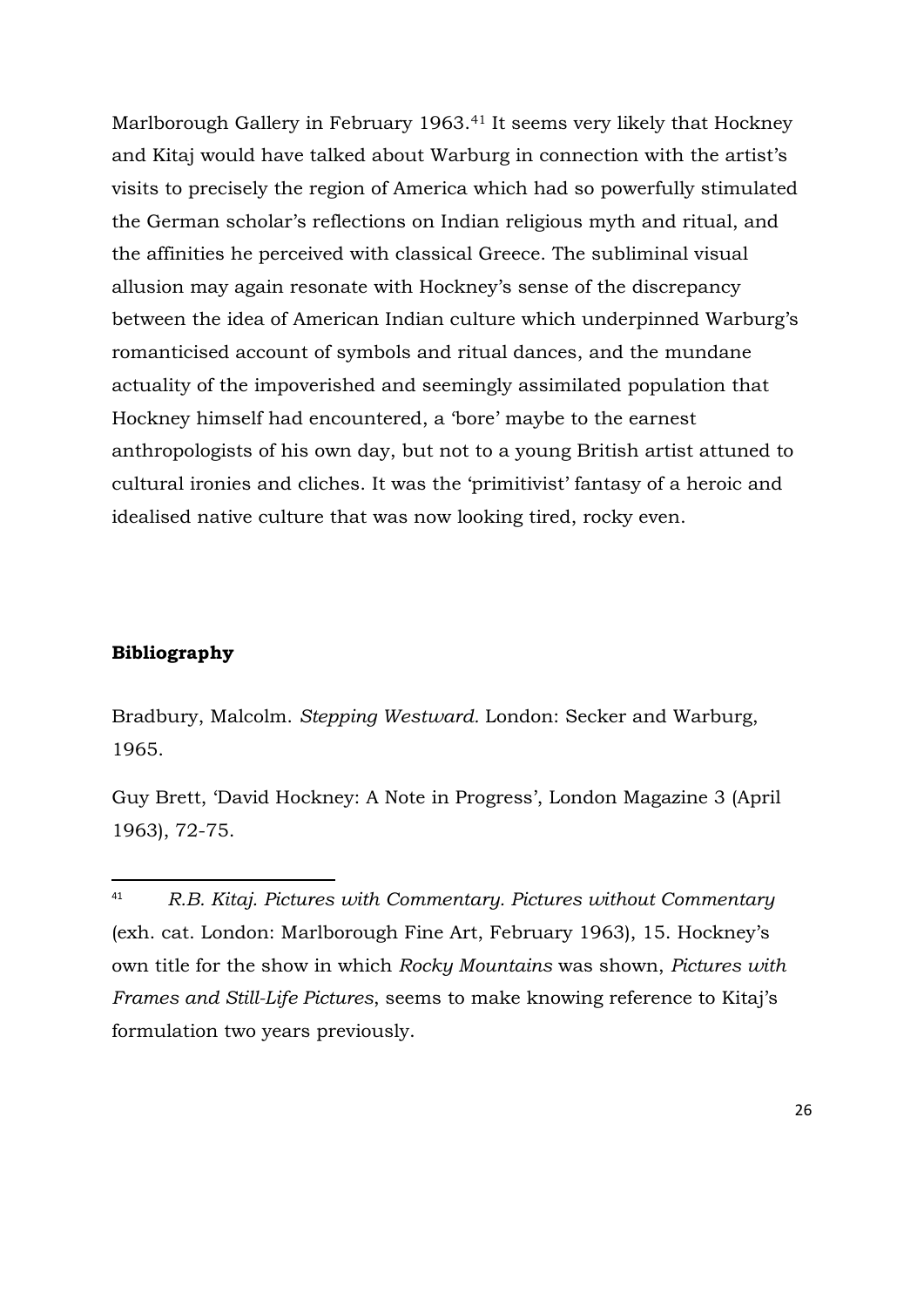Marlborough Gallery in February 1963.[41] It seems very likely that Hockney and Kitaj would have talked about Warburg in connection with the artist's visits to precisely the region of America which had so powerfully stimulated the German scholar's reflections on Indian religious myth and ritual, and the affinities he perceived with classical Greece. The subliminal visual allusion may again resonate with Hockney's sense of the discrepancy between the idea of American Indian culture which underpinned Warburg's romanticised account of symbols and ritual dances, and the mundane actuality of the impoverished and seemingly assimilated population that Hockney himself had encountered, a 'bore' maybe to the earnest anthropologists of his own day, but not to a young British artist attuned to cultural ironies and cliches. It was the 'primitivist' fantasy of a heroic and idealised native culture that was now looking tired, rocky even.

## Bibliography

Bradbury, Malcolm. *Stepping Westward.* London: Secker and Warburg, 1965.

Guy Brett, 'David Hockney: A Note in Progress', London Magazine 3 (April 1963), 72-75.

---

[41] *R.B. Kitaj. Pictures with Commentary. Pictures without Commentary* (exh. cat. London: Marlborough Fine Art, February 1963), 15. Hockney's own title for the show in which *Rocky Mountains* was shown, *Pictures with Frames and Still-Life Pictures*, seems to make knowing reference to Kitaj's formulation two years previously.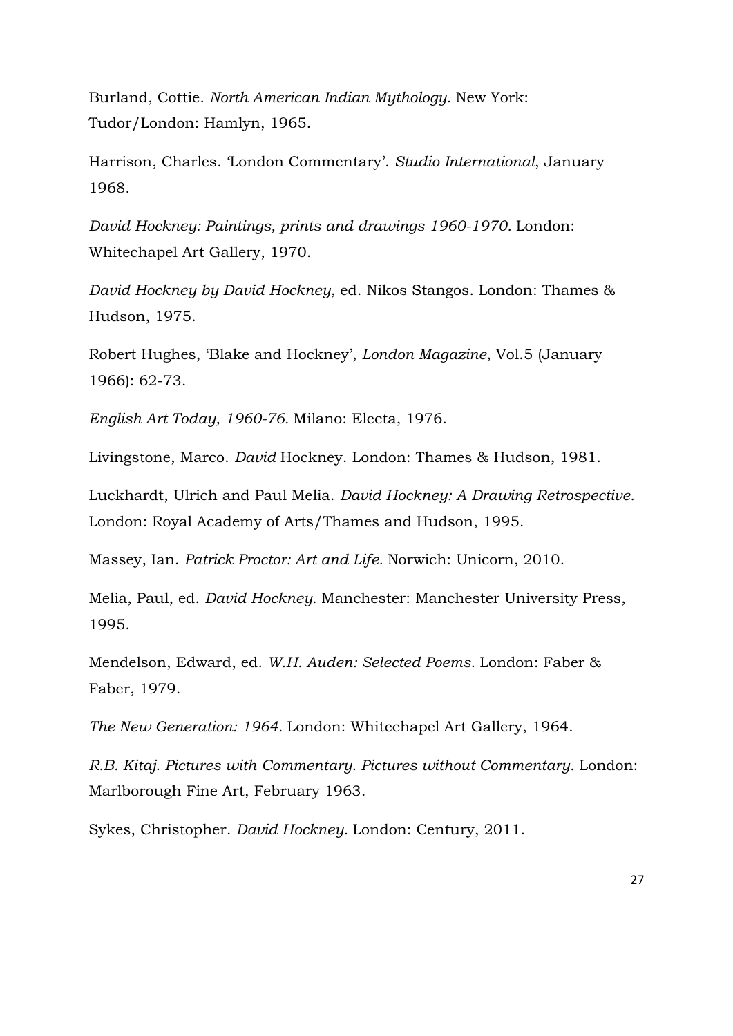Burland, Cottie. *North American Indian Mythology.* New York: Tudor/London: Hamlyn, 1965.

Harrison, Charles. 'London Commentary'. *Studio International*, January 1968.

*David Hockney: Paintings, prints and drawings 1960-1970.* London: Whitechapel Art Gallery, 1970.

*David Hockney by David Hockney*, ed. Nikos Stangos. London: Thames & Hudson, 1975.

Robert Hughes, 'Blake and Hockney', *London Magazine*, Vol.5 (January 1966): 62-73.

*English Art Today, 1960-76.* Milano: Electa, 1976.

Livingstone, Marco. *David* Hockney. London: Thames & Hudson, 1981.

Luckhardt, Ulrich and Paul Melia. *David Hockney: A Drawing Retrospective.* London: Royal Academy of Arts/Thames and Hudson, 1995.

Massey, Ian. *Patrick Proctor: Art and Life.* Norwich: Unicorn, 2010.

Melia, Paul, ed. *David Hockney.* Manchester: Manchester University Press, 1995.

Mendelson, Edward, ed. *W.H. Auden: Selected Poems.* London: Faber & Faber, 1979.

*The New Generation: 1964.* London: Whitechapel Art Gallery, 1964.

*R.B. Kitaj. Pictures with Commentary. Pictures without Commentary.* London: Marlborough Fine Art, February 1963.

Sykes, Christopher. *David Hockney.* London: Century, 2011.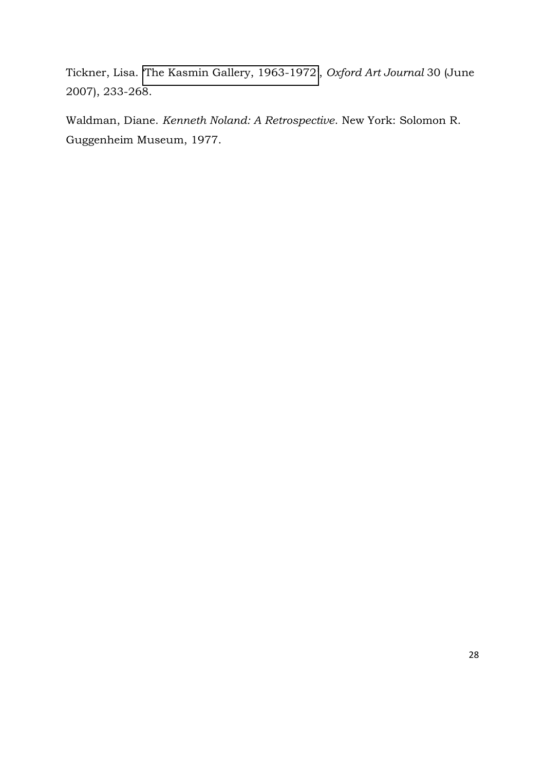Tickner, Lisa. 'The Kasmin Gallery, 1963-1972', *Oxford Art Journal* 30 (June 2007), 233-268.

Waldman, Diane. *Kenneth Noland: A Retrospective*. New York: Solomon R. Guggenheim Museum, 1977.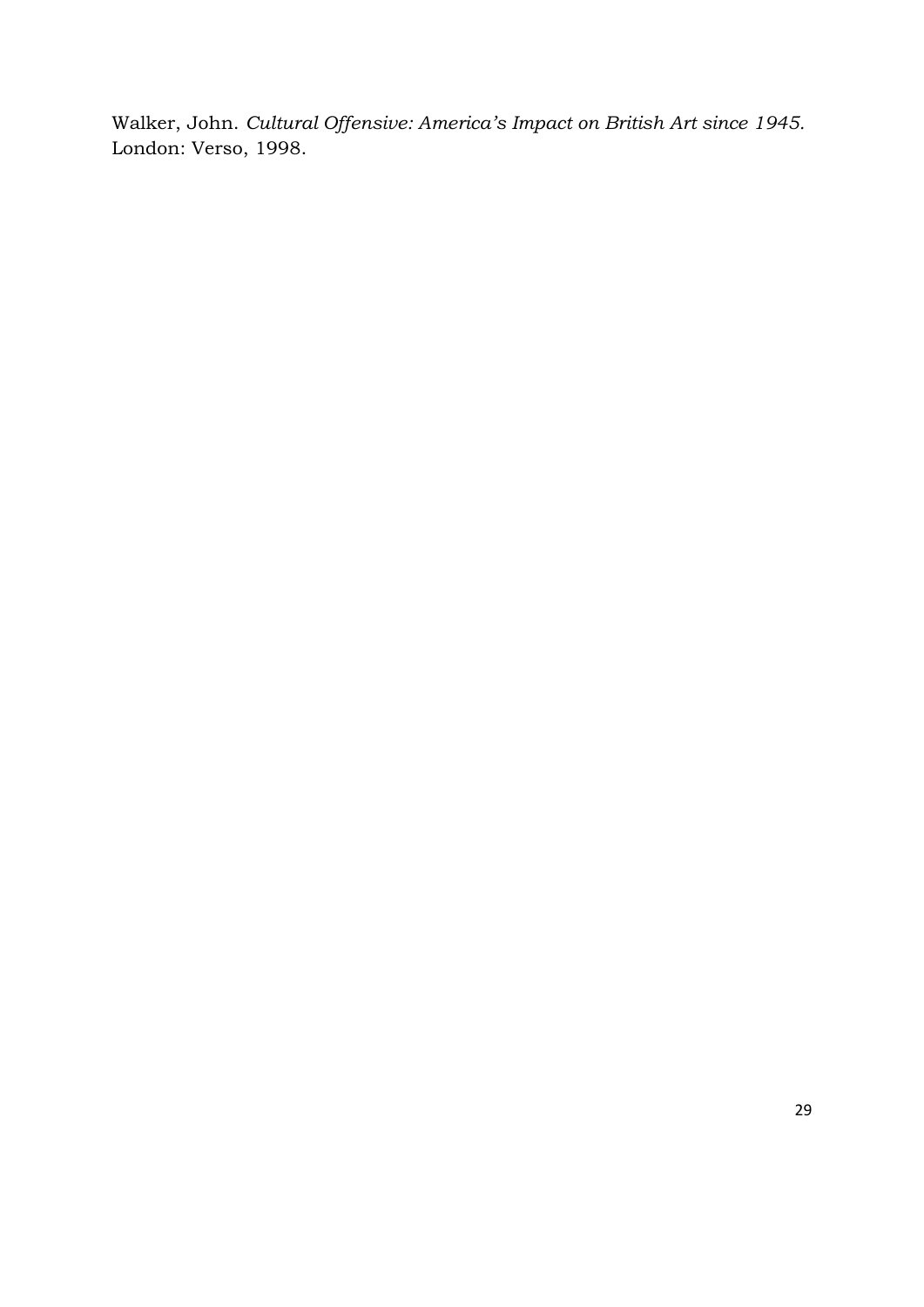Walker, John. *Cultural Offensive: America's Impact on British Art since 1945*. London: Verso, 1998.